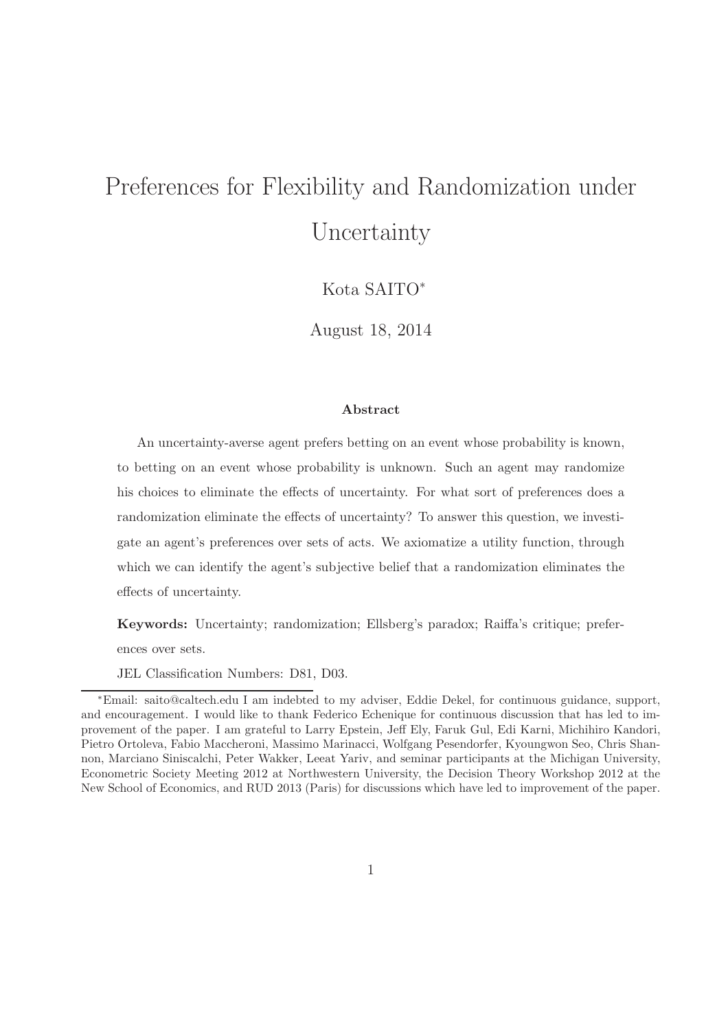# Preferences for Flexibility and Randomization under Uncertainty

Kota SAITO*

August 18, 2014

### Abstract

An uncertainty-averse agent prefers betting on an event whose probability is known, to betting on an event whose probability is unknown. Such an agent may randomize his choices to eliminate the effects of uncertainty. For what sort of preferences does a randomization eliminate the effects of uncertainty? To answer this question, we investigate an agent's preferences over sets of acts. We axiomatize a utility function, through which we can identify the agent's subjective belief that a randomization eliminates the effects of uncertainty.

**Keywords:** Uncertainty; randomization; Ellsberg's paradox; Raiffa's critique; preferences over sets.

JEL Classification Numbers: D81, D03.

---

*Email: saito@caltech.edu I am indebted to my adviser, Eddie Dekel, for continuous guidance, support, and encouragement. I would like to thank Federico Echenique for continuous discussion that has led to improvement of the paper. I am grateful to Larry Epstein, Jeff Ely, Faruk Gul, Edi Karni, Michihiro Kandori, Pietro Ortoleva, Fabio Maccheroni, Massimo Marinacci, Wolfgang Pesendorfer, Kyoungwon Seo, Chris Shannon, Marciano Siniscalchi, Peter Wakker, Leeat Yariv, and seminar participants at the Michigan University, Econometric Society Meeting 2012 at Northwestern University, the Decision Theory Workshop 2012 at the New School of Economics, and RUD 2013 (Paris) for discussions which have led to improvement of the paper.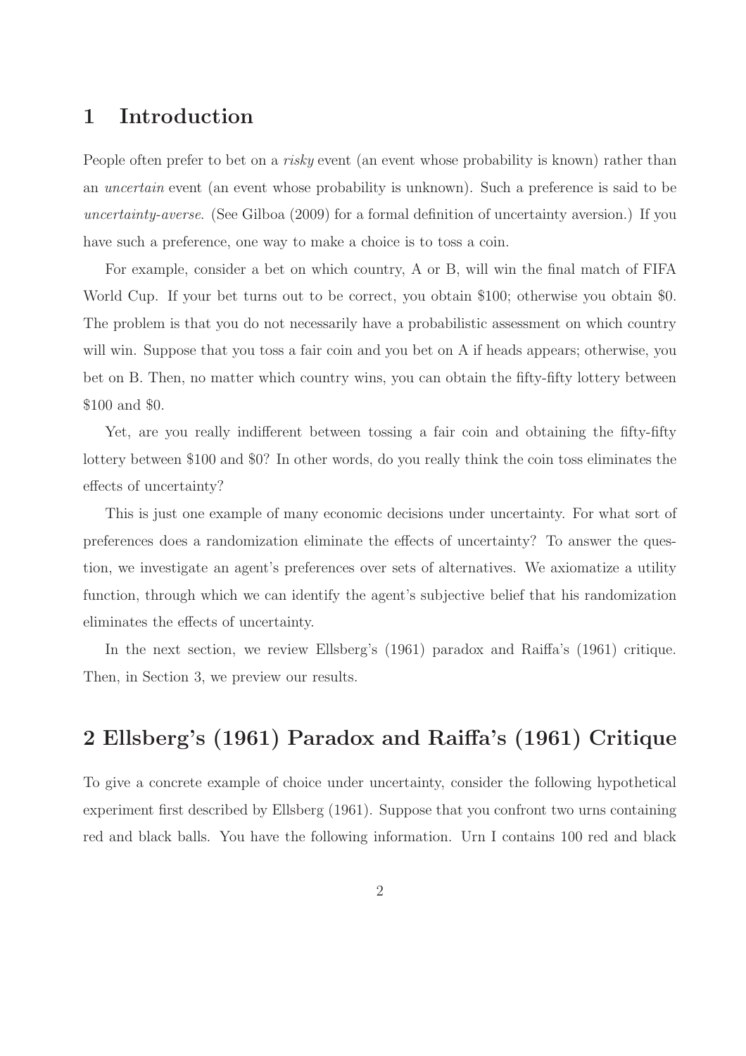## 1 Introduction

People often prefer to bet on a *risky* event (an event whose probability is known) rather than an *uncertain* event (an event whose probability is unknown). Such a preference is said to be *uncertainty-averse*. (See Gilboa (2009) for a formal definition of uncertainty aversion.) If you have such a preference, one way to make a choice is to toss a coin.

For example, consider a bet on which country, A or B, will win the final match of FIFA World Cup. If your bet turns out to be correct, you obtain \$100; otherwise you obtain \$0. The problem is that you do not necessarily have a probabilistic assessment on which country will win. Suppose that you toss a fair coin and you bet on A if heads appears; otherwise, you bet on B. Then, no matter which country wins, you can obtain the fifty-fifty lottery between \$100 and \$0.

Yet, are you really indifferent between tossing a fair coin and obtaining the fifty-fifty lottery between \$100 and \$0? In other words, do you really think the coin toss eliminates the effects of uncertainty?

This is just one example of many economic decisions under uncertainty. For what sort of preferences does a randomization eliminate the effects of uncertainty? To answer the question, we investigate an agent's preferences over sets of alternatives. We axiomatize a utility function, through which we can identify the agent's subjective belief that his randomization eliminates the effects of uncertainty.

In the next section, we review Ellsberg's (1961) paradox and Raiffa's (1961) critique. Then, in Section 3, we preview our results.

## 2 Ellsberg's (1961) Paradox and Raiffa's (1961) Critique

To give a concrete example of choice under uncertainty, consider the following hypothetical experiment first described by Ellsberg (1961). Suppose that you confront two urns containing red and black balls. You have the following information. Urn I contains 100 red and black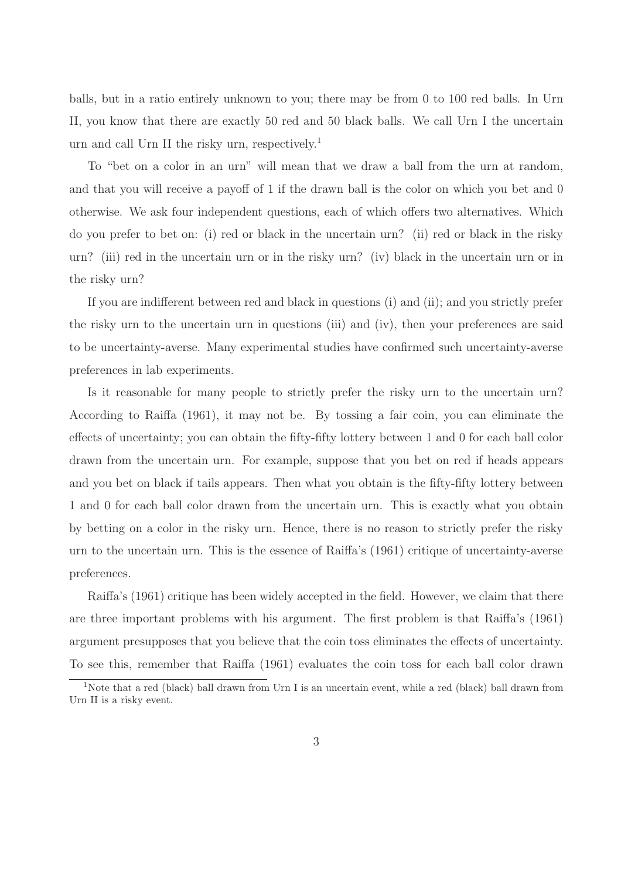balls, but in a ratio entirely unknown to you; there may be from 0 to 100 red balls. In Urn II, you know that there are exactly 50 red and 50 black balls. We call Urn I the uncertain urn and call Urn II the risky urn, respectively.[1]

To "bet on a color in an urn" will mean that we draw a ball from the urn at random, and that you will receive a payoff of 1 if the drawn ball is the color on which you bet and 0 otherwise. We ask four independent questions, each of which offers two alternatives. Which do you prefer to bet on: (i) red or black in the uncertain urn? (ii) red or black in the risky urn? (iii) red in the uncertain urn or in the risky urn? (iv) black in the uncertain urn or in the risky urn?

If you are indifferent between red and black in questions (i) and (ii); and you strictly prefer the risky urn to the uncertain urn in questions (iii) and (iv), then your preferences are said to be uncertainty-averse. Many experimental studies have confirmed such uncertainty-averse preferences in lab experiments.

Is it reasonable for many people to strictly prefer the risky urn to the uncertain urn? According to Raiffa (1961), it may not be. By tossing a fair coin, you can eliminate the effects of uncertainty; you can obtain the fifty-fifty lottery between 1 and 0 for each ball color drawn from the uncertain urn. For example, suppose that you bet on red if heads appears and you bet on black if tails appears. Then what you obtain is the fifty-fifty lottery between 1 and 0 for each ball color drawn from the uncertain urn. This is exactly what you obtain by betting on a color in the risky urn. Hence, there is no reason to strictly prefer the risky urn to the uncertain urn. This is the essence of Raiffa's (1961) critique of uncertainty-averse preferences.

Raiffa's (1961) critique has been widely accepted in the field. However, we claim that there are three important problems with his argument. The first problem is that Raiffa's (1961) argument presupposes that you believe that the coin toss eliminates the effects of uncertainty. To see this, remember that Raiffa (1961) evaluates the coin toss for each ball color drawn

[1] Note that a red (black) ball drawn from Urn I is an uncertain event, while a red (black) ball drawn from Urn II is a risky event.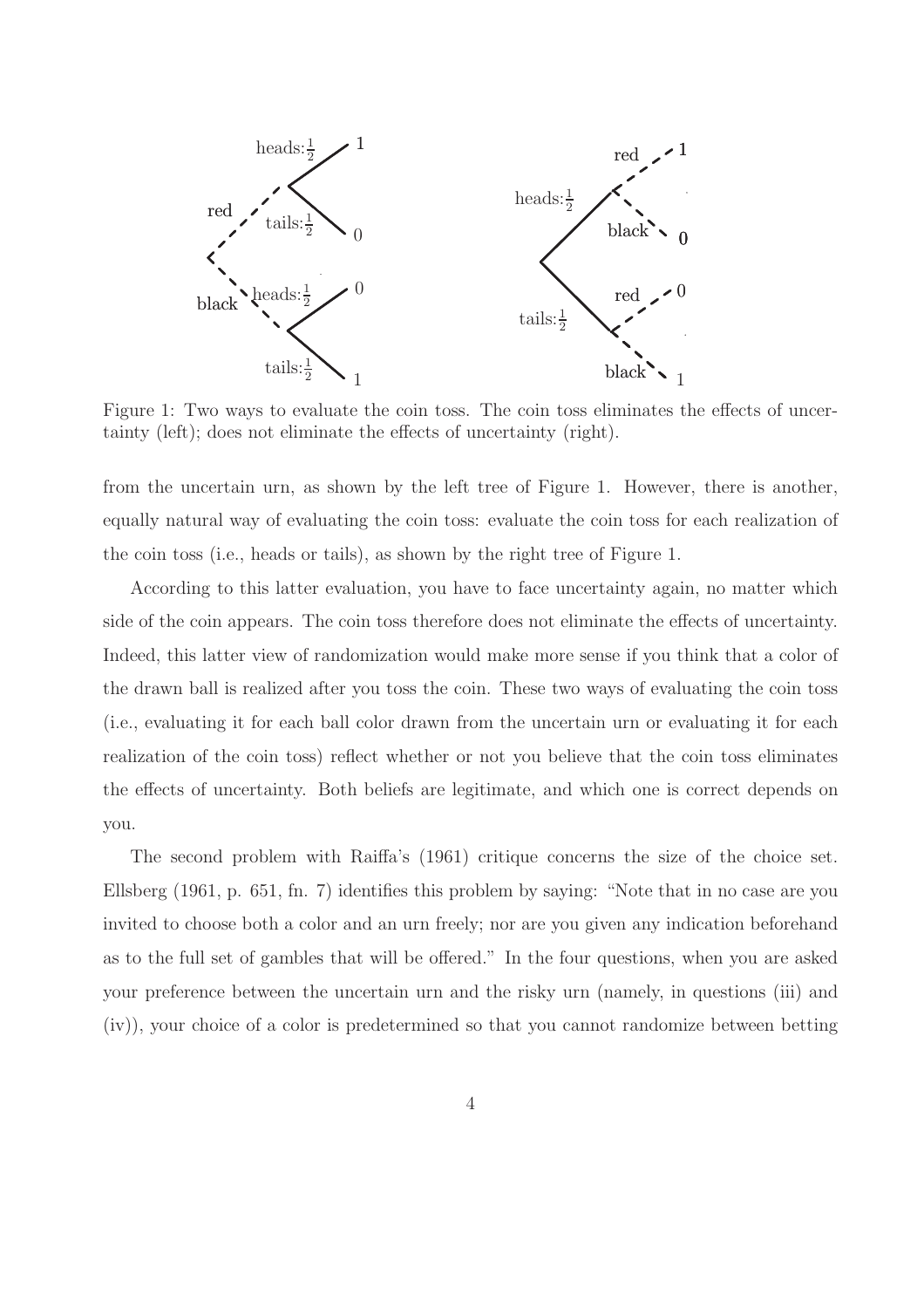Figure 1: Two ways to evaluate the coin toss. The coin toss eliminates the effects of uncertainty (left); does not eliminate the effects of uncertainty (right).

from the uncertain urn, as shown by the left tree of Figure 1. However, there is another, equally natural way of evaluating the coin toss: evaluate the coin toss for each realization of the coin toss (i.e., heads or tails), as shown by the right tree of Figure 1.

According to this latter evaluation, you have to face uncertainty again, no matter which side of the coin appears. The coin toss therefore does not eliminate the effects of uncertainty. Indeed, this latter view of randomization would make more sense if you think that a color of the drawn ball is realized after you toss the coin. These two ways of evaluating the coin toss (i.e., evaluating it for each ball color drawn from the uncertain urn or evaluating it for each realization of the coin toss) reflect whether or not you believe that the coin toss eliminates the effects of uncertainty. Both beliefs are legitimate, and which one is correct depends on you.

The second problem with Raiffa's (1961) critique concerns the size of the choice set. Ellsberg (1961, p. 651, fn. 7) identifies this problem by saying: "Note that in no case are you invited to choose both a color and an urn freely; nor are you given any indication beforehand as to the full set of gambles that will be offered." In the four questions, when you are asked your preference between the uncertain urn and the risky urn (namely, in questions (iii) and (iv)), your choice of a color is predetermined so that you cannot randomize between betting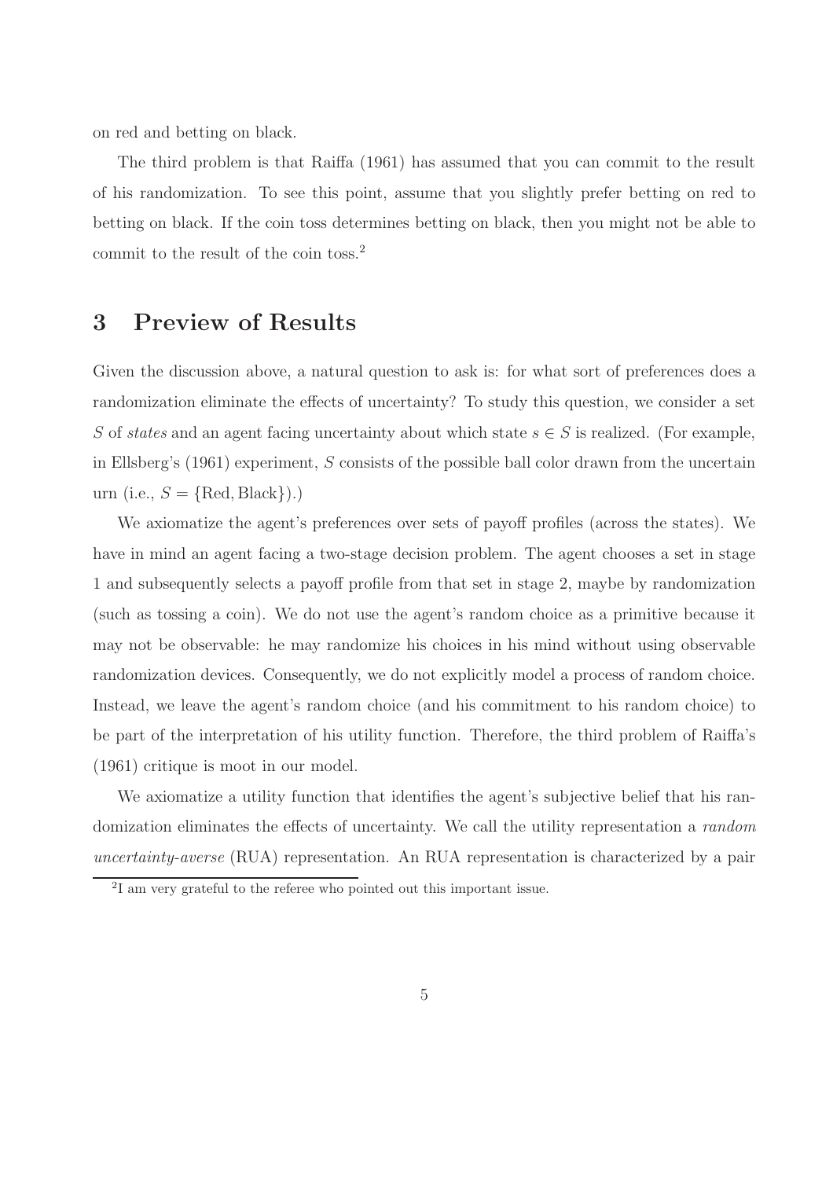on red and betting on black.

The third problem is that Raiffa (1961) has assumed that you can commit to the result of his randomization. To see this point, assume that you slightly prefer betting on red to betting on black. If the coin toss determines betting on black, then you might not be able to commit to the result of the coin toss.[2]

# 3 Preview of Results

Given the discussion above, a natural question to ask is: for what sort of preferences does a randomization eliminate the effects of uncertainty? To study this question, we consider a set $S$ of *states* and an agent facing uncertainty about which state $s \in S$ is realized. (For example, in Ellsberg's (1961) experiment, $S$ consists of the possible ball color drawn from the uncertain urn (i.e., $S = \{\text{Red}, \text{Black}\}$).)

We axiomatize the agent's preferences over sets of payoff profiles (across the states). We have in mind an agent facing a two-stage decision problem. The agent chooses a set in stage 1 and subsequently selects a payoff profile from that set in stage 2, maybe by randomization (such as tossing a coin). We do not use the agent's random choice as a primitive because it may not be observable: he may randomize his choices in his mind without using observable randomization devices. Consequently, we do not explicitly model a process of random choice. Instead, we leave the agent's random choice (and his commitment to his random choice) to be part of the interpretation of his utility function. Therefore, the third problem of Raiffa's (1961) critique is moot in our model.

We axiomatize a utility function that identifies the agent's subjective belief that his randomization eliminates the effects of uncertainty. We call the utility representation a *random uncertainty-averse* (RUA) representation. An RUA representation is characterized by a pair

[2] I am very grateful to the referee who pointed out this important issue.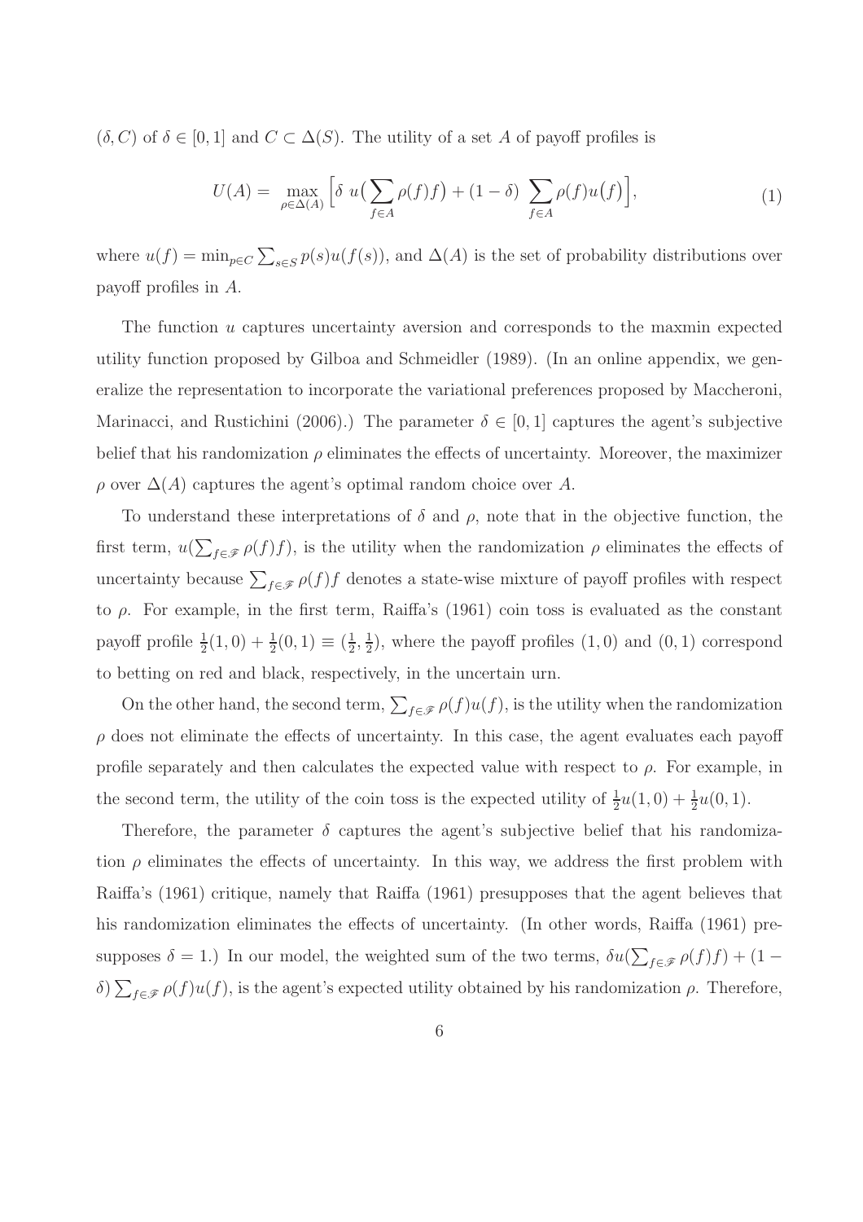$(\delta, C)$ of $\delta \in [0,1]$ and $C \subset \Delta(S)$. The utility of a set $A$ of payoff profiles is

$$U(A) = \max_{\rho \in \Delta(A)} \Big[ \delta \; u\big( \sum_{f \in A} \rho(f) f \big) + (1-\delta) \; \sum_{f \in A} \rho(f) u\big(f\big) \Big], \tag{1}$$

where $u(f) = \min_{p \in C} \sum_{s \in S} p(s) u(f(s))$, and $\Delta(A)$ is the set of probability distributions over payoff profiles in $A$.

The function $u$ captures uncertainty aversion and corresponds to the maxmin expected utility function proposed by Gilboa and Schmeidler (1989). (In an online appendix, we generalize the representation to incorporate the variational preferences proposed by Maccheroni, Marinacci, and Rustichini (2006).) The parameter $\delta \in [0,1]$ captures the agent's subjective belief that his randomization $\rho$ eliminates the effects of uncertainty. Moreover, the maximizer $\rho$ over $\Delta(A)$ captures the agent's optimal random choice over $A$.

To understand these interpretations of $\delta$ and $\rho$, note that in the objective function, the first term, $u(\sum_{f \in \mathscr{F}} \rho(f) f)$, is the utility when the randomization $\rho$ eliminates the effects of uncertainty because $\sum_{f \in \mathscr{F}} \rho(f) f$ denotes a state-wise mixture of payoff profiles with respect to $\rho$. For example, in the first term, Raiffa's (1961) coin toss is evaluated as the constant payoff profile $\frac{1}{2}(1,0) + \frac{1}{2}(0,1) \equiv (\frac{1}{2}, \frac{1}{2})$, where the payoff profiles $(1,0)$ and $(0,1)$ correspond to betting on red and black, respectively, in the uncertain urn.

On the other hand, the second term, $\sum_{f \in \mathscr{F}} \rho(f) u(f)$, is the utility when the randomization $\rho$ does not eliminate the effects of uncertainty. In this case, the agent evaluates each payoff profile separately and then calculates the expected value with respect to $\rho$. For example, in the second term, the utility of the coin toss is the expected utility of $\frac{1}{2}u(1,0) + \frac{1}{2}u(0,1)$.

Therefore, the parameter $\delta$ captures the agent's subjective belief that his randomization $\rho$ eliminates the effects of uncertainty. In this way, we address the first problem with Raiffa's (1961) critique, namely that Raiffa (1961) presupposes that the agent believes that his randomization eliminates the effects of uncertainty. (In other words, Raiffa (1961) presupposes $\delta = 1$.) In our model, the weighted sum of the two terms, $\delta u(\sum_{f \in \mathscr{F}} \rho(f) f) + (1 - \delta) \sum_{f \in \mathscr{F}} \rho(f) u(f)$, is the agent's expected utility obtained by his randomization $\rho$. Therefore,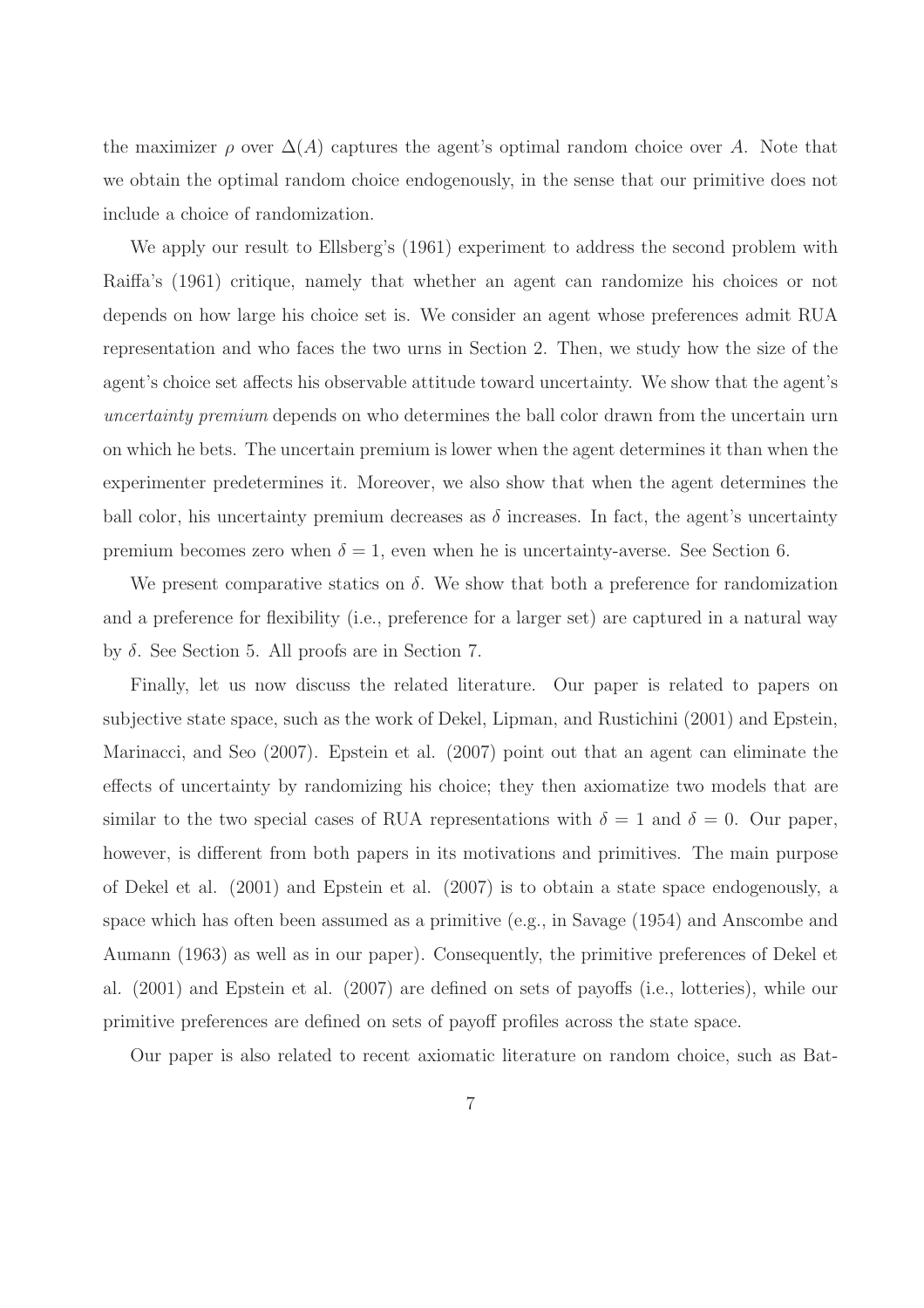the maximizer $\rho$ over $\Delta(A)$ captures the agent's optimal random choice over $A$. Note that we obtain the optimal random choice endogenously, in the sense that our primitive does not include a choice of randomization.

We apply our result to Ellsberg's (1961) experiment to address the second problem with Raiffa's (1961) critique, namely that whether an agent can randomize his choices or not depends on how large his choice set is. We consider an agent whose preferences admit RUA representation and who faces the two urns in Section 2. Then, we study how the size of the agent's choice set affects his observable attitude toward uncertainty. We show that the agent's *uncertainty premium* depends on who determines the ball color drawn from the uncertain urn on which he bets. The uncertain premium is lower when the agent determines it than when the experimenter predetermines it. Moreover, we also show that when the agent determines the ball color, his uncertainty premium decreases as $\delta$ increases. In fact, the agent's uncertainty premium becomes zero when $\delta = 1$, even when he is uncertainty-averse. See Section 6.

We present comparative statics on $\delta$. We show that both a preference for randomization and a preference for flexibility (i.e., preference for a larger set) are captured in a natural way by $\delta$. See Section 5. All proofs are in Section 7.

Finally, let us now discuss the related literature. Our paper is related to papers on subjective state space, such as the work of Dekel, Lipman, and Rustichini (2001) and Epstein, Marinacci, and Seo (2007). Epstein et al. (2007) point out that an agent can eliminate the effects of uncertainty by randomizing his choice; they then axiomatize two models that are similar to the two special cases of RUA representations with $\delta = 1$ and $\delta = 0$. Our paper, however, is different from both papers in its motivations and primitives. The main purpose of Dekel et al. (2001) and Epstein et al. (2007) is to obtain a state space endogenously, a space which has often been assumed as a primitive (e.g., in Savage (1954) and Anscombe and Aumann (1963) as well as in our paper). Consequently, the primitive preferences of Dekel et al. (2001) and Epstein et al. (2007) are defined on sets of payoffs (i.e., lotteries), while our primitive preferences are defined on sets of payoff profiles across the state space.

Our paper is also related to recent axiomatic literature on random choice, such as Bat-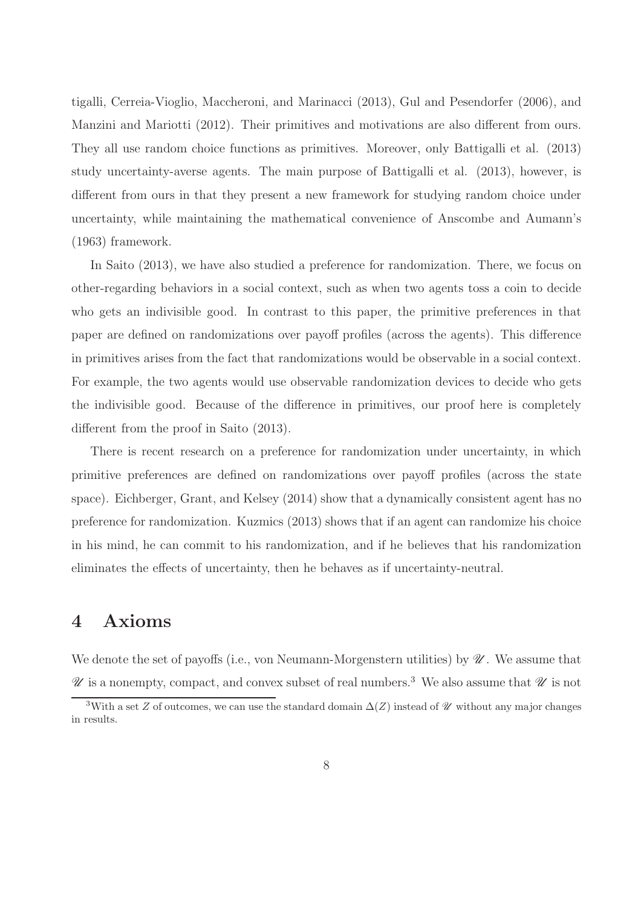tigalli, Cerreia-Vioglio, Maccheroni, and Marinacci (2013), Gul and Pesendorfer (2006), and Manzini and Mariotti (2012). Their primitives and motivations are also different from ours. They all use random choice functions as primitives. Moreover, only Battigalli et al. (2013) study uncertainty-averse agents. The main purpose of Battigalli et al. (2013), however, is different from ours in that they present a new framework for studying random choice under uncertainty, while maintaining the mathematical convenience of Anscombe and Aumann's (1963) framework.

In Saito (2013), we have also studied a preference for randomization. There, we focus on other-regarding behaviors in a social context, such as when two agents toss a coin to decide who gets an indivisible good. In contrast to this paper, the primitive preferences in that paper are defined on randomizations over payoff profiles (across the agents). This difference in primitives arises from the fact that randomizations would be observable in a social context. For example, the two agents would use observable randomization devices to decide who gets the indivisible good. Because of the difference in primitives, our proof here is completely different from the proof in Saito (2013).

There is recent research on a preference for randomization under uncertainty, in which primitive preferences are defined on randomizations over payoff profiles (across the state space). Eichberger, Grant, and Kelsey (2014) show that a dynamically consistent agent has no preference for randomization. Kuzmics (2013) shows that if an agent can randomize his choice in his mind, he can commit to his randomization, and if he believes that his randomization eliminates the effects of uncertainty, then he behaves as if uncertainty-neutral.

## 4 Axioms

We denote the set of payoffs (i.e., von Neumann-Morgenstern utilities) by $\mathscr{U}$. We assume that $\mathscr{U}$ is a nonempty, compact, and convex subset of real numbers.[3] We also assume that $\mathscr{U}$ is not

[3] With a set $Z$ of outcomes, we can use the standard domain $\Delta(Z)$ instead of $\mathscr{U}$ without any major changes in results.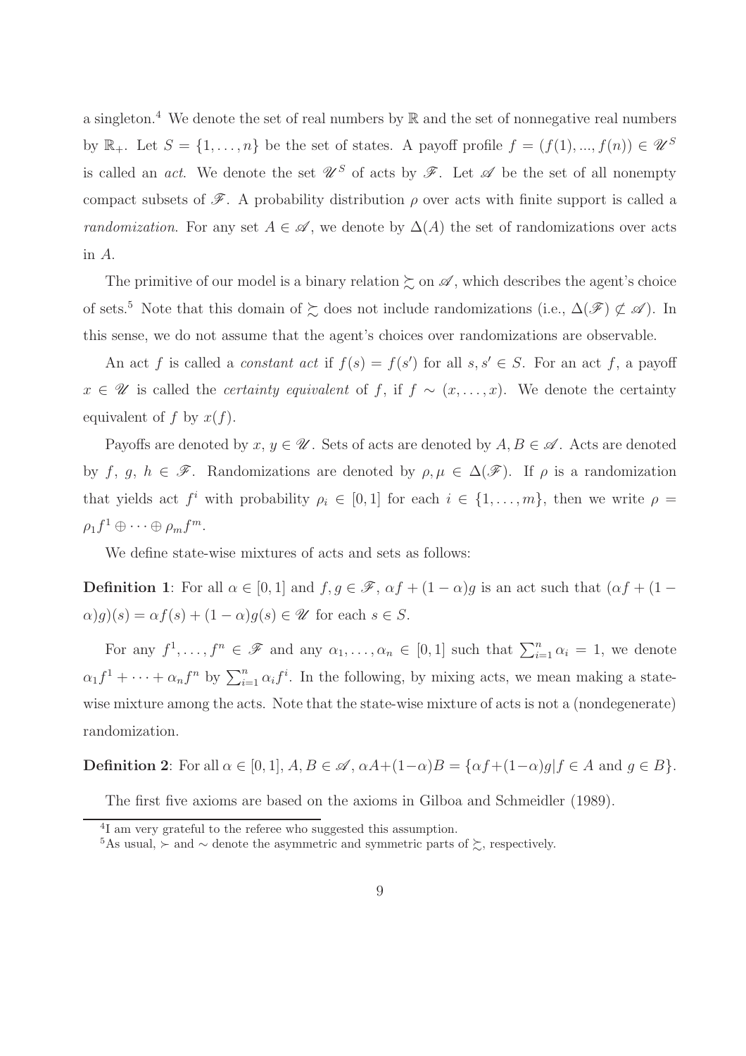a singleton.[4] We denote the set of real numbers by $\mathbb{R}$ and the set of nonnegative real numbers by $\mathbb{R}_+$. Let $S = \{1, \ldots, n\}$ be the set of states. A payoff profile $f = (f(1), ..., f(n)) \in \mathscr{U}^S$ is called an *act*. We denote the set $\mathscr{U}^S$ of acts by $\mathscr{F}$. Let $\mathscr{A}$ be the set of all nonempty compact subsets of $\mathscr{F}$. A probability distribution $\rho$ over acts with finite support is called a *randomization*. For any set $A \in \mathscr{A}$, we denote by $\Delta(A)$ the set of randomizations over acts in $A$.

The primitive of our model is a binary relation $\succsim$ on $\mathscr{A}$, which describes the agent's choice of sets.[5] Note that this domain of $\succsim$ does not include randomizations (i.e., $\Delta(\mathscr{F}) \not\subset \mathscr{A}$). In this sense, we do not assume that the agent's choices over randomizations are observable.

An act $f$ is called a *constant act* if $f(s) = f(s')$ for all $s, s' \in S$. For an act $f$, a payoff $x \in \mathscr{U}$ is called the *certainty equivalent* of $f$, if $f \sim (x, \ldots, x)$. We denote the certainty equivalent of $f$ by $x(f)$.

Payoffs are denoted by $x, y \in \mathscr{U}$. Sets of acts are denoted by $A, B \in \mathscr{A}$. Acts are denoted by $f, g, h \in \mathscr{F}$. Randomizations are denoted by $\rho, \mu \in \Delta(\mathscr{F})$. If $\rho$ is a randomization that yields act $f^i$ with probability $\rho_i \in [0, 1]$ for each $i \in \{1, \ldots, m\}$, then we write $\rho = \rho_1 f^1 \oplus \cdots \oplus \rho_m f^m$.

We define state-wise mixtures of acts and sets as follows:

**Definition 1**: For all $\alpha \in [0, 1]$ and $f, g \in \mathscr{F}$, $\alpha f + (1 - \alpha)g$ is an act such that $(\alpha f + (1 - \alpha)g)(s) = \alpha f(s) + (1 - \alpha)g(s) \in \mathscr{U}$ for each $s \in S$.

For any $f^1, \ldots, f^n \in \mathscr{F}$ and any $\alpha_1, \ldots, \alpha_n \in [0, 1]$ such that $\sum_{i=1}^n \alpha_i = 1$, we denote $\alpha_1 f^1 + \cdots + \alpha_n f^n$ by $\sum_{i=1}^n \alpha_i f^i$. In the following, by mixing acts, we mean making a state-wise mixture among the acts. Note that the state-wise mixture of acts is not a (nondegenerate) randomization.

**Definition 2**: For all $\alpha \in [0, 1]$, $A, B \in \mathscr{A}$, $\alpha A + (1-\alpha)B = \{\alpha f + (1-\alpha)g | f \in A \text{ and } g \in B\}$.

The first five axioms are based on the axioms in Gilboa and Schmeidler (1989).

[4] I am very grateful to the referee who suggested this assumption.

[5] As usual, $\succ$ and $\sim$ denote the asymmetric and symmetric parts of $\succsim$, respectively.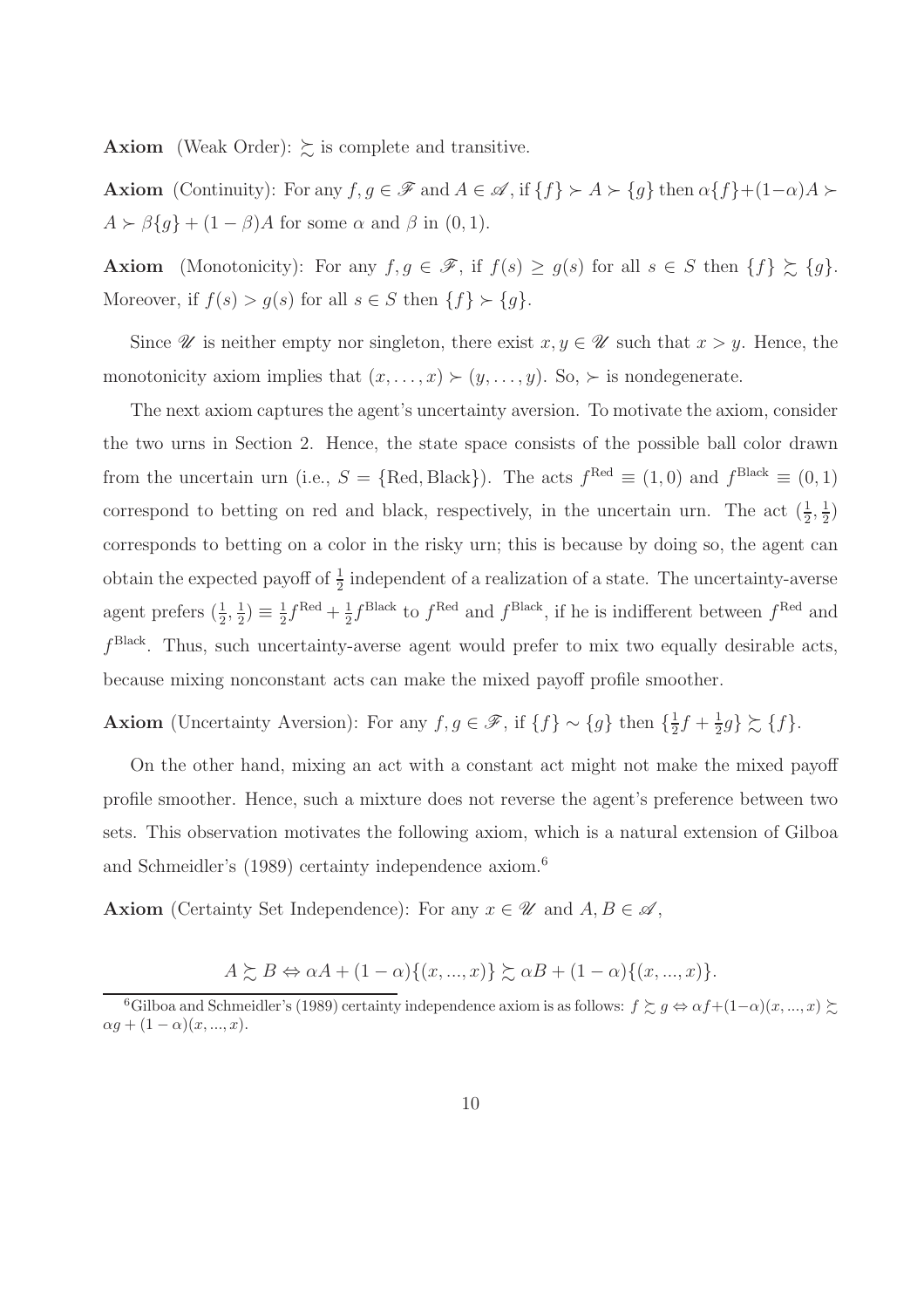**Axiom** (Weak Order): $\succsim$ is complete and transitive.

**Axiom** (Continuity): For any $f, g \in \mathscr{F}$ and $A \in \mathscr{A}$, if $\{f\} \succ A \succ \{g\}$ then $\alpha\{f\}+(1-\alpha)A \succ A \succ \beta\{g\} + (1-\beta)A$ for some $\alpha$ and $\beta$ in $(0, 1)$.

**Axiom** (Monotonicity): For any $f, g \in \mathscr{F}$, if $f(s) \geq g(s)$ for all $s \in S$ then $\{f\} \succsim \{g\}$. Moreover, if $f(s) > g(s)$ for all $s \in S$ then $\{f\} \succ \{g\}$.

Since $\mathscr{U}$ is neither empty nor singleton, there exist $x, y \in \mathscr{U}$ such that $x > y$. Hence, the monotonicity axiom implies that $(x, \ldots, x) \succ (y, \ldots, y)$. So, $\succ$ is nondegenerate.

The next axiom captures the agent's uncertainty aversion. To motivate the axiom, consider the two urns in Section 2. Hence, the state space consists of the possible ball color drawn from the uncertain urn (i.e., $S = \{\text{Red}, \text{Black}\}$). The acts $f^{\text{Red}} \equiv (1, 0)$ and $f^{\text{Black}} \equiv (0, 1)$ correspond to betting on red and black, respectively, in the uncertain urn. The act $(\frac{1}{2}, \frac{1}{2})$ corresponds to betting on a color in the risky urn; this is because by doing so, the agent can obtain the expected payoff of $\frac{1}{2}$ independent of a realization of a state. The uncertainty-averse agent prefers $(\frac{1}{2}, \frac{1}{2}) \equiv \frac{1}{2}f^{\text{Red}} + \frac{1}{2}f^{\text{Black}}$ to $f^{\text{Red}}$ and $f^{\text{Black}}$, if he is indifferent between $f^{\text{Red}}$ and $f^{\text{Black}}$. Thus, such uncertainty-averse agent would prefer to mix two equally desirable acts, because mixing nonconstant acts can make the mixed payoff profile smoother.

**Axiom** (Uncertainty Aversion): For any $f, g \in \mathscr{F}$, if $\{f\} \sim \{g\}$ then $\{\frac{1}{2}f + \frac{1}{2}g\} \succsim \{f\}$.

On the other hand, mixing an act with a constant act might not make the mixed payoff profile smoother. Hence, such a mixture does not reverse the agent's preference between two sets. This observation motivates the following axiom, which is a natural extension of Gilboa and Schmeidler's (1989) certainty independence axiom.[6]

**Axiom** (Certainty Set Independence): For any $x \in \mathscr{U}$ and $A, B \in \mathscr{A}$,

$$A \succsim B \Leftrightarrow \alpha A + (1-\alpha)\{(x, ..., x)\} \succsim \alpha B + (1-\alpha)\{(x, ..., x)\}.$$

[6] Gilboa and Schmeidler's (1989) certainty independence axiom is as follows: $f \succsim g \Leftrightarrow \alpha f + (1-\alpha)(x, ..., x) \succsim \alpha g + (1-\alpha)(x, ..., x)$.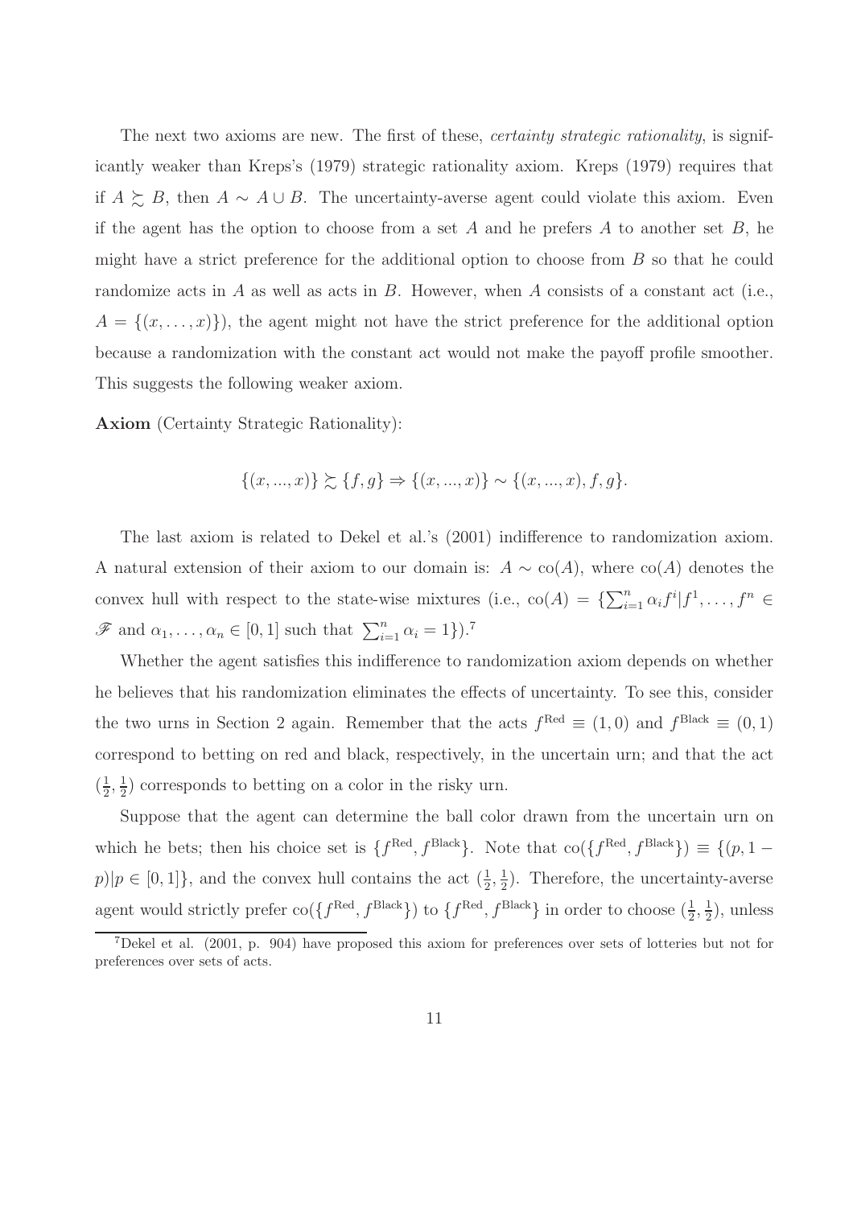The next two axioms are new. The first of these, *certainty strategic rationality*, is significantly weaker than Kreps's (1979) strategic rationality axiom. Kreps (1979) requires that if $A \succsim B$, then $A \sim A \cup B$. The uncertainty-averse agent could violate this axiom. Even if the agent has the option to choose from a set $A$ and he prefers $A$ to another set $B$, he might have a strict preference for the additional option to choose from $B$ so that he could randomize acts in $A$ as well as acts in $B$. However, when $A$ consists of a constant act (i.e., $A = \{(x, \ldots, x)\}$), the agent might not have the strict preference for the additional option because a randomization with the constant act would not make the payoff profile smoother. This suggests the following weaker axiom.

**Axiom** (Certainty Strategic Rationality):

$$\{(x, ..., x)\} \succsim \{f, g\} \Rightarrow \{(x, ..., x)\} \sim \{(x, ..., x), f, g\}.$$

The last axiom is related to Dekel et al.'s (2001) indifference to randomization axiom. A natural extension of their axiom to our domain is: $A \sim \text{co}(A)$, where $\text{co}(A)$ denotes the convex hull with respect to the state-wise mixtures (i.e., $\text{co}(A) = \{\sum_{i=1}^{n} \alpha_i f^i | f^1, \ldots, f^n \in \mathscr{F}$ and $\alpha_1, \ldots, \alpha_n \in [0, 1]$ such that $\sum_{i=1}^{n} \alpha_i = 1\}$).[7]

Whether the agent satisfies this indifference to randomization axiom depends on whether he believes that his randomization eliminates the effects of uncertainty. To see this, consider the two urns in Section 2 again. Remember that the acts $f^{\text{Red}} \equiv (1, 0)$ and $f^{\text{Black}} \equiv (0, 1)$ correspond to betting on red and black, respectively, in the uncertain urn; and that the act $(\frac{1}{2}, \frac{1}{2})$ corresponds to betting on a color in the risky urn.

Suppose that the agent can determine the ball color drawn from the uncertain urn on which he bets; then his choice set is $\{f^{\text{Red}}, f^{\text{Black}}\}$. Note that $\text{co}(\{f^{\text{Red}}, f^{\text{Black}}\}) \equiv \{(p, 1 - p) | p \in [0, 1]\}$, and the convex hull contains the act $(\frac{1}{2}, \frac{1}{2})$. Therefore, the uncertainty-averse agent would strictly prefer $\text{co}(\{f^{\text{Red}}, f^{\text{Black}}\})$ to $\{f^{\text{Red}}, f^{\text{Black}}\}$ in order to choose $(\frac{1}{2}, \frac{1}{2})$, unless

[7] Dekel et al. (2001, p. 904) have proposed this axiom for preferences over sets of lotteries but not for preferences over sets of acts.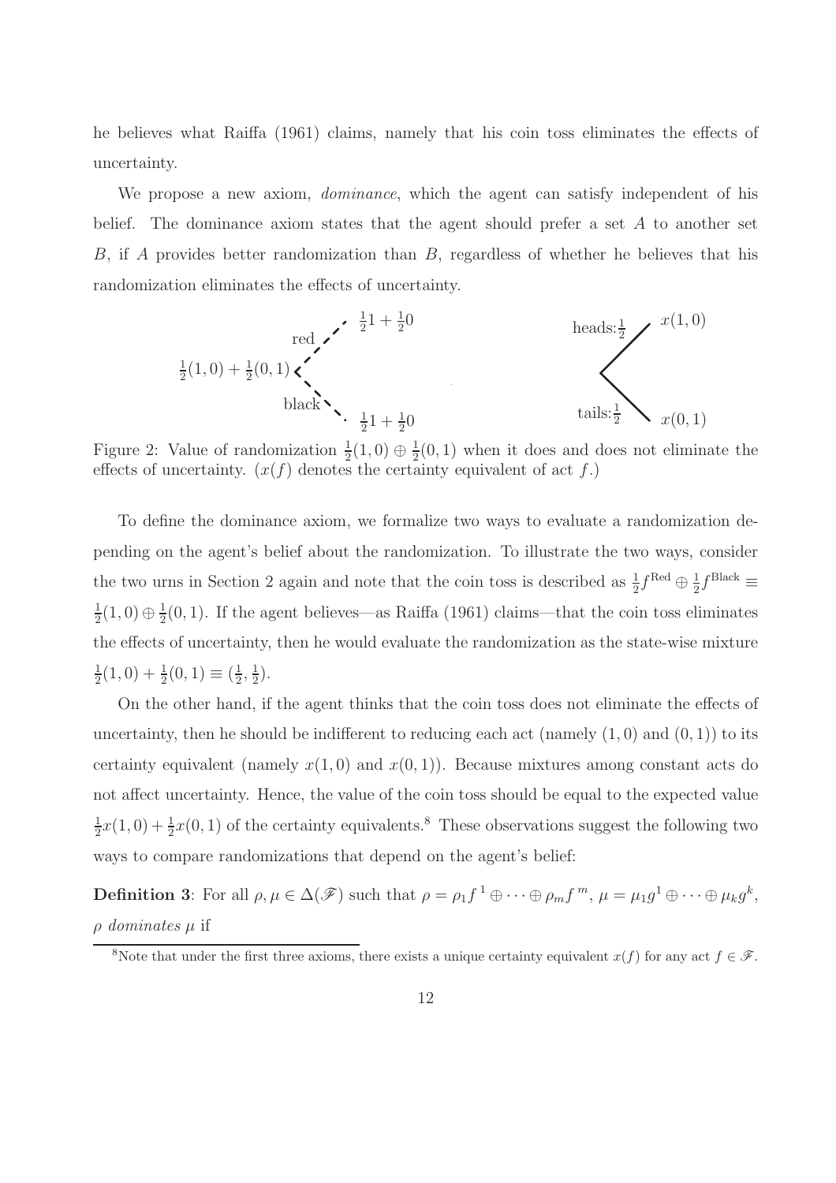he believes what Raiffa (1961) claims, namely that his coin toss eliminates the effects of uncertainty.

We propose a new axiom, *dominance*, which the agent can satisfy independent of his belief. The dominance axiom states that the agent should prefer a set $A$ to another set $B$, if $A$ provides better randomization than $B$, regardless of whether he believes that his randomization eliminates the effects of uncertainty.

Figure 2: Value of randomization $\frac{1}{2}(1,0) \oplus \frac{1}{2}(0,1)$ when it does and does not eliminate the effects of uncertainty. ($x(f)$ denotes the certainty equivalent of act $f$.)

To define the dominance axiom, we formalize two ways to evaluate a randomization depending on the agent's belief about the randomization. To illustrate the two ways, consider the two urns in Section 2 again and note that the coin toss is described as $\frac{1}{2}f^{\text{Red}} \oplus \frac{1}{2}f^{\text{Black}} \equiv \frac{1}{2}(1,0) \oplus \frac{1}{2}(0,1)$. If the agent believes—as Raiffa (1961) claims—that the coin toss eliminates the effects of uncertainty, then he would evaluate the randomization as the state-wise mixture $\frac{1}{2}(1,0) + \frac{1}{2}(0,1) \equiv (\frac{1}{2}, \frac{1}{2})$.

On the other hand, if the agent thinks that the coin toss does not eliminate the effects of uncertainty, then he should be indifferent to reducing each act (namely $(1,0)$ and $(0,1)$) to its certainty equivalent (namely $x(1,0)$ and $x(0,1)$). Because mixtures among constant acts do not affect uncertainty. Hence, the value of the coin toss should be equal to the expected value $\frac{1}{2}x(1,0) + \frac{1}{2}x(0,1)$ of the certainty equivalents.[8] These observations suggest the following two ways to compare randomizations that depend on the agent's belief:

**Definition 3**: For all $\rho, \mu \in \Delta(\mathscr{F})$ such that $\rho = \rho_1 f^1 \oplus \cdots \oplus \rho_m f^m$, $\mu = \mu_1 g^1 \oplus \cdots \oplus \mu_k g^k$, *$\rho$ dominates $\mu$* if

[8]Note that under the first three axioms, there exists a unique certainty equivalent $x(f)$ for any act $f \in \mathscr{F}$.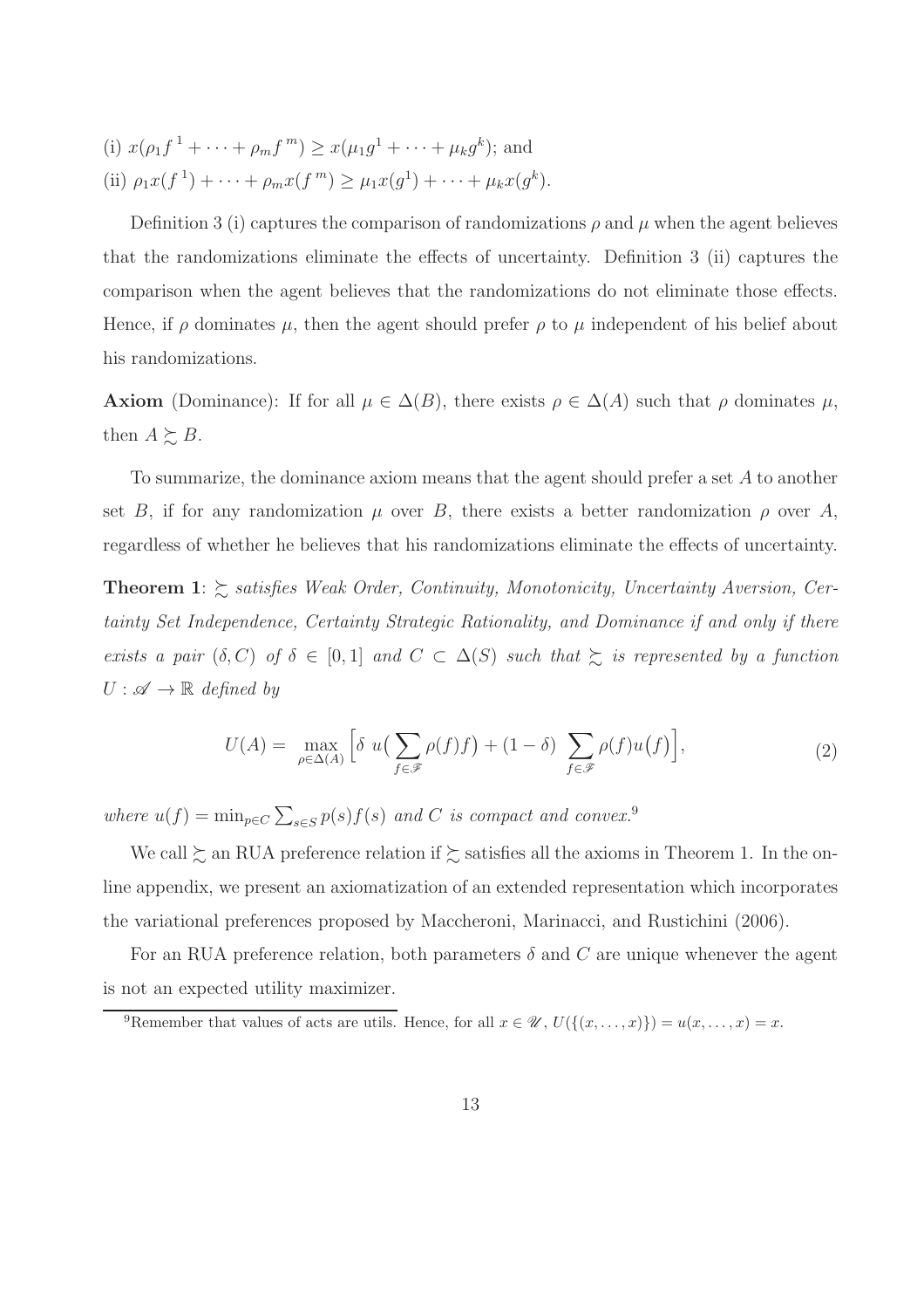(i) $x(\rho_1 f^1 + \cdots + \rho_m f^m) \geq x(\mu_1 g^1 + \cdots + \mu_k g^k)$; and

(ii) $\rho_1 x(f^1) + \cdots + \rho_m x(f^m) \geq \mu_1 x(g^1) + \cdots + \mu_k x(g^k)$.

Definition 3 (i) captures the comparison of randomizations $\rho$ and $\mu$ when the agent believes that the randomizations eliminate the effects of uncertainty. Definition 3 (ii) captures the comparison when the agent believes that the randomizations do not eliminate those effects. Hence, if $\rho$ dominates $\mu$, then the agent should prefer $\rho$ to $\mu$ independent of his belief about his randomizations.

**Axiom** (Dominance): If for all $\mu \in \Delta(B)$, there exists $\rho \in \Delta(A)$ such that $\rho$ dominates $\mu$, then $A \succsim B$.

To summarize, the dominance axiom means that the agent should prefer a set $A$ to another set $B$, if for any randomization $\mu$ over $B$, there exists a better randomization $\rho$ over $A$, regardless of whether he believes that his randomizations eliminate the effects of uncertainty.

**Theorem 1**: *$\succsim$ satisfies Weak Order, Continuity, Monotonicity, Uncertainty Aversion, Certainty Set Independence, Certainty Strategic Rationality, and Dominance if and only if there exists a pair $(\delta, C)$ of $\delta \in [0,1]$ and $C \subset \Delta(S)$ such that $\succsim$ is represented by a function $U : \mathscr{A} \to \mathbb{R}$ defined by*

$$U(A) = \max_{\rho \in \Delta(A)} \Big[ \delta \; u\big( \sum_{f \in \mathscr{F}} \rho(f) f \big) + (1 - \delta) \; \sum_{f \in \mathscr{F}} \rho(f) u\big(f\big) \Big], \tag{2}$$

*where $u(f) = \min_{p \in C} \sum_{s \in S} p(s) f(s)$ and $C$ is compact and convex.*[9]

We call $\succsim$ an RUA preference relation if $\succsim$ satisfies all the axioms in Theorem 1. In the online appendix, we present an axiomatization of an extended representation which incorporates the variational preferences proposed by Maccheroni, Marinacci, and Rustichini (2006).

For an RUA preference relation, both parameters $\delta$ and $C$ are unique whenever the agent is not an expected utility maximizer.

[9] Remember that values of acts are utils. Hence, for all $x \in \mathscr{U}$, $U(\{(x, \ldots, x)\}) = u(x, \ldots, x) = x$.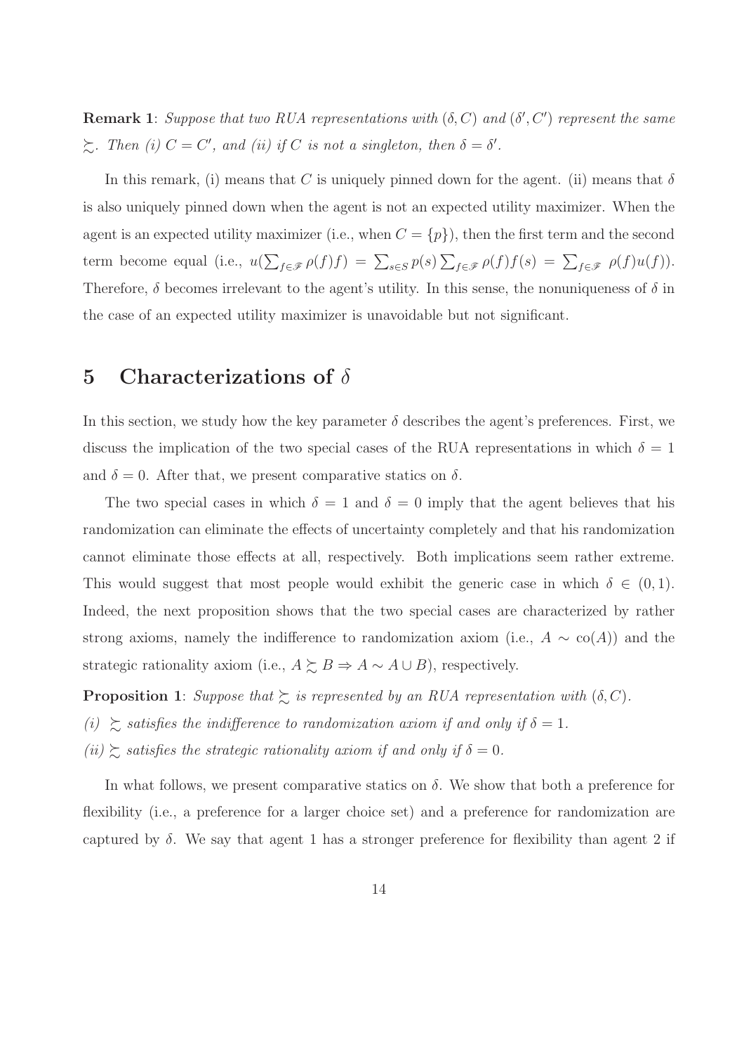**Remark 1**: *Suppose that two RUA representations with $(\delta, C)$ and $(\delta', C')$ represent the same $\succsim$. Then (i) $C = C'$, and (ii) if $C$ is not a singleton, then $\delta = \delta'$.*

In this remark, (i) means that $C$ is uniquely pinned down for the agent. (ii) means that $\delta$ is also uniquely pinned down when the agent is not an expected utility maximizer. When the agent is an expected utility maximizer (i.e., when $C = \{p\}$), then the first term and the second term become equal (i.e., $u(\sum_{f \in \mathscr{F}} \rho(f) f) = \sum_{s \in S} p(s) \sum_{f \in \mathscr{F}} \rho(f) f(s) = \sum_{f \in \mathscr{F}} \rho(f) u(f)$). Therefore, $\delta$ becomes irrelevant to the agent's utility. In this sense, the nonuniqueness of $\delta$ in the case of an expected utility maximizer is unavoidable but not significant.

# 5 Characterizations of $\delta$

In this section, we study how the key parameter $\delta$ describes the agent's preferences. First, we discuss the implication of the two special cases of the RUA representations in which $\delta = 1$ and $\delta = 0$. After that, we present comparative statics on $\delta$.

The two special cases in which $\delta = 1$ and $\delta = 0$ imply that the agent believes that his randomization can eliminate the effects of uncertainty completely and that his randomization cannot eliminate those effects at all, respectively. Both implications seem rather extreme. This would suggest that most people would exhibit the generic case in which $\delta \in (0, 1)$. Indeed, the next proposition shows that the two special cases are characterized by rather strong axioms, namely the indifference to randomization axiom (i.e., $A \sim \text{co}(A)$) and the strategic rationality axiom (i.e., $A \succsim B \Rightarrow A \sim A \cup B$), respectively.

**Proposition 1**: *Suppose that $\succsim$ is represented by an RUA representation with $(\delta, C)$.*

*(i) $\succsim$ satisfies the indifference to randomization axiom if and only if $\delta = 1$.*

*(ii) $\succsim$ satisfies the strategic rationality axiom if and only if $\delta = 0$.*

In what follows, we present comparative statics on $\delta$. We show that both a preference for flexibility (i.e., a preference for a larger choice set) and a preference for randomization are captured by $\delta$. We say that agent 1 has a stronger preference for flexibility than agent 2 if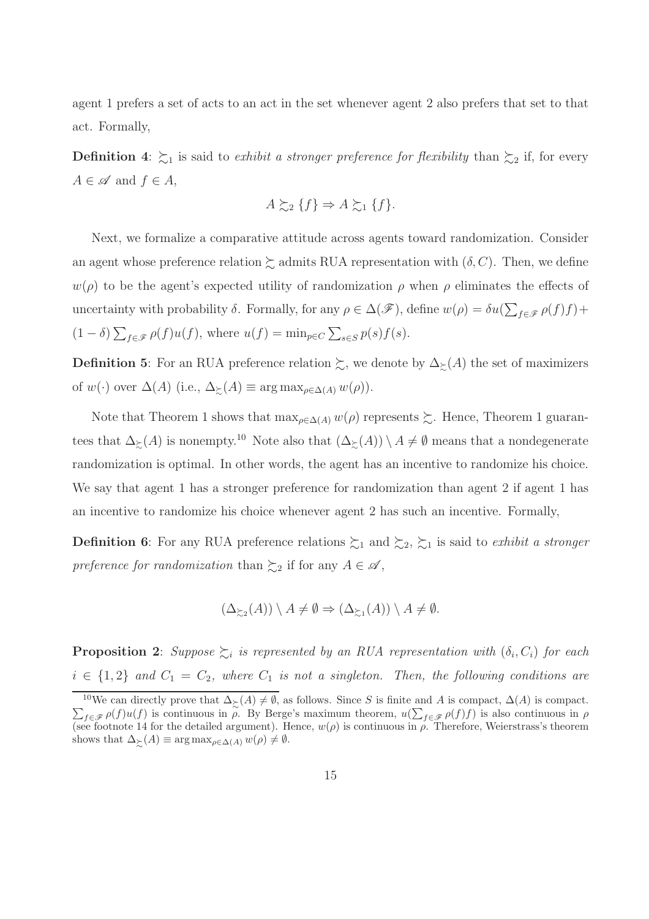agent 1 prefers a set of acts to an act in the set whenever agent 2 also prefers that set to that act. Formally,

**Definition 4**: $\succsim_1$ is said to *exhibit a stronger preference for flexibility* than $\succsim_2$ if, for every $A \in \mathscr{A}$ and $f \in A$,

$$A \succsim_2 \{f\} \Rightarrow A \succsim_1 \{f\}.$$

Next, we formalize a comparative attitude across agents toward randomization. Consider an agent whose preference relation $\succsim$ admits RUA representation with $(\delta, C)$. Then, we define $w(\rho)$ to be the agent's expected utility of randomization $\rho$ when $\rho$ eliminates the effects of uncertainty with probability $\delta$. Formally, for any $\rho \in \Delta(\mathscr{F})$, define $w(\rho) = \delta u(\sum_{f\in\mathscr{F}} \rho(f)f) + (1-\delta)\sum_{f\in\mathscr{F}} \rho(f)u(f)$, where $u(f) = \min_{p\in C}\sum_{s\in S} p(s)f(s)$.

**Definition 5**: For an RUA preference relation $\succsim$, we denote by $\Delta_{\succsim}(A)$ the set of maximizers of $w(\cdot)$ over $\Delta(A)$ (i.e., $\Delta_{\succsim}(A) \equiv \arg\max_{\rho\in\Delta(A)} w(\rho)$).

Note that Theorem 1 shows that $\max_{\rho\in\Delta(A)} w(\rho)$ represents $\succsim$. Hence, Theorem 1 guarantees that $\Delta_{\succsim}(A)$ is nonempty.[10] Note also that $(\Delta_{\succsim}(A)) \setminus A \neq \emptyset$ means that a nondegenerate randomization is optimal. In other words, the agent has an incentive to randomize his choice. We say that agent 1 has a stronger preference for randomization than agent 2 if agent 1 has an incentive to randomize his choice whenever agent 2 has such an incentive. Formally,

**Definition 6**: For any RUA preference relations $\succsim_1$ and $\succsim_2$, $\succsim_1$ is said to *exhibit a stronger preference for randomization* than $\succsim_2$ if for any $A \in \mathscr{A}$,

$$(\Delta_{\succsim_2}(A)) \setminus A \neq \emptyset \Rightarrow (\Delta_{\succsim_1}(A)) \setminus A \neq \emptyset.$$

**Proposition 2**: *Suppose $\succsim_i$ is represented by an RUA representation with $(\delta_i, C_i)$ for each $i \in \{1, 2\}$ and $C_1 = C_2$, where $C_1$ is not a singleton. Then, the following conditions are*

[10] We can directly prove that $\Delta_{\succsim}(A) \neq \emptyset$, as follows. Since $S$ is finite and $A$ is compact, $\Delta(A)$ is compact. $\sum_{f\in\mathscr{F}} \rho(f)u(f)$ is continuous in $\rho$. By Berge's maximum theorem, $u(\sum_{f\in\mathscr{F}} \rho(f)f)$ is also continuous in $\rho$ (see footnote 14 for the detailed argument). Hence, $w(\rho)$ is continuous in $\rho$. Therefore, Weierstrass's theorem shows that $\Delta_{\succsim}(A) \equiv \arg\max_{\rho\in\Delta(A)} w(\rho) \neq \emptyset$.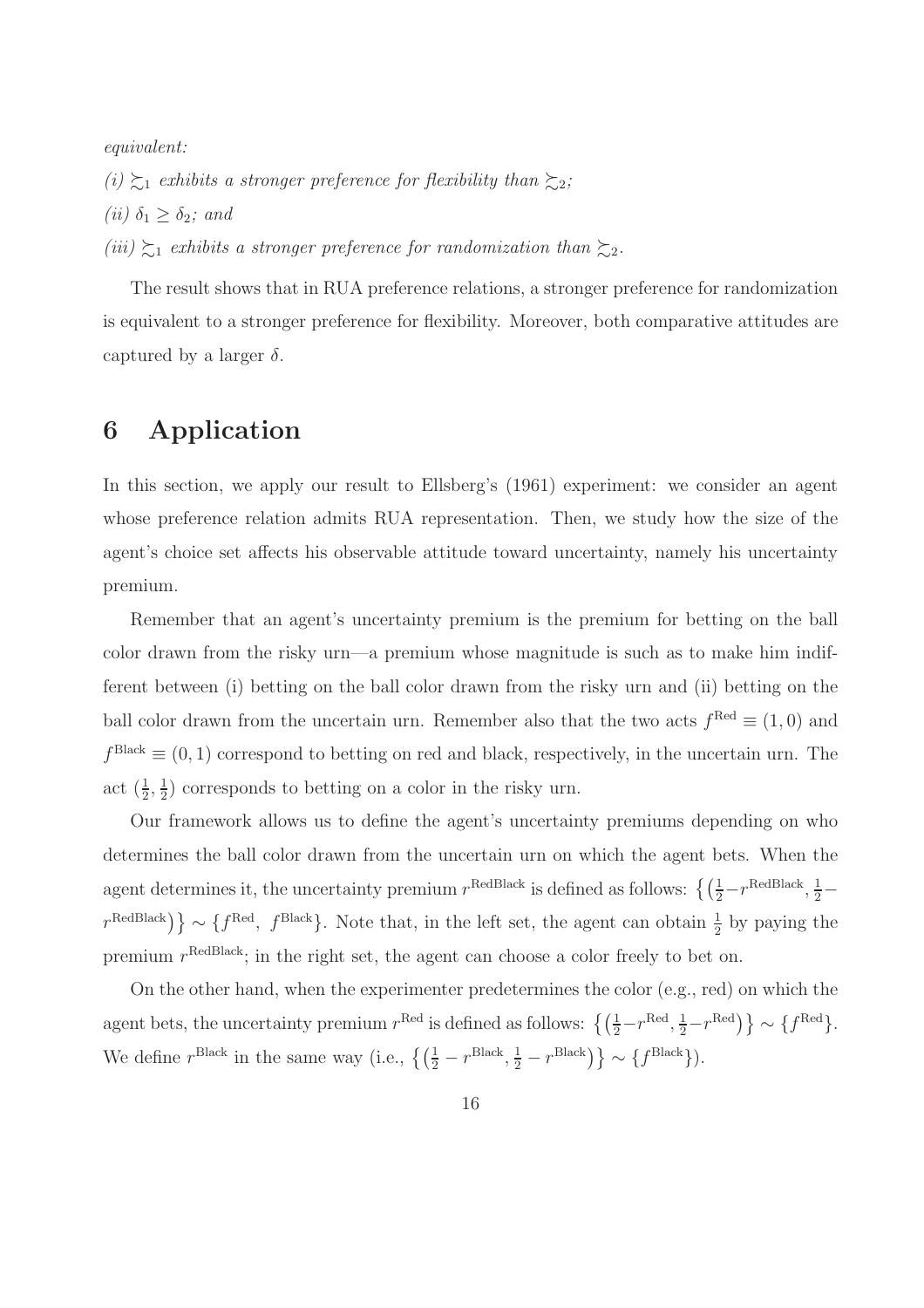*equivalent:*

*(i)* $\succsim_1$ *exhibits a stronger preference for flexibility than* $\succsim_2$*;*

*(ii)* $\delta_1 \geq \delta_2$*; and*

*(iii)* $\succsim_1$ *exhibits a stronger preference for randomization than* $\succsim_2$*.*

The result shows that in RUA preference relations, a stronger preference for randomization is equivalent to a stronger preference for flexibility. Moreover, both comparative attitudes are captured by a larger $\delta$.

# 6 Application

In this section, we apply our result to Ellsberg's (1961) experiment: we consider an agent whose preference relation admits RUA representation. Then, we study how the size of the agent's choice set affects his observable attitude toward uncertainty, namely his uncertainty premium.

Remember that an agent's uncertainty premium is the premium for betting on the ball color drawn from the risky urn—a premium whose magnitude is such as to make him indifferent between (i) betting on the ball color drawn from the risky urn and (ii) betting on the ball color drawn from the uncertain urn. Remember also that the two acts $f^{\text{Red}} \equiv (1, 0)$ and $f^{\text{Black}} \equiv (0, 1)$ correspond to betting on red and black, respectively, in the uncertain urn. The act $(\frac{1}{2}, \frac{1}{2})$ corresponds to betting on a color in the risky urn.

Our framework allows us to define the agent's uncertainty premiums depending on who determines the ball color drawn from the uncertain urn on which the agent bets. When the agent determines it, the uncertainty premium $r^{\text{RedBlack}}$ is defined as follows: $\big\{\big(\frac{1}{2} - r^{\text{RedBlack}}, \frac{1}{2} - r^{\text{RedBlack}}\big)\big\} \sim \{f^{\text{Red}},\ f^{\text{Black}}\}$. Note that, in the left set, the agent can obtain $\frac{1}{2}$ by paying the premium $r^{\text{RedBlack}}$; in the right set, the agent can choose a color freely to bet on.

On the other hand, when the experimenter predetermines the color (e.g., red) on which the agent bets, the uncertainty premium $r^{\text{Red}}$ is defined as follows: $\big\{\big(\frac{1}{2} - r^{\text{Red}}, \frac{1}{2} - r^{\text{Red}}\big)\big\} \sim \{f^{\text{Red}}\}$. We define $r^{\text{Black}}$ in the same way (i.e., $\big\{\big(\frac{1}{2} - r^{\text{Black}}, \frac{1}{2} - r^{\text{Black}}\big)\big\} \sim \{f^{\text{Black}}\}$).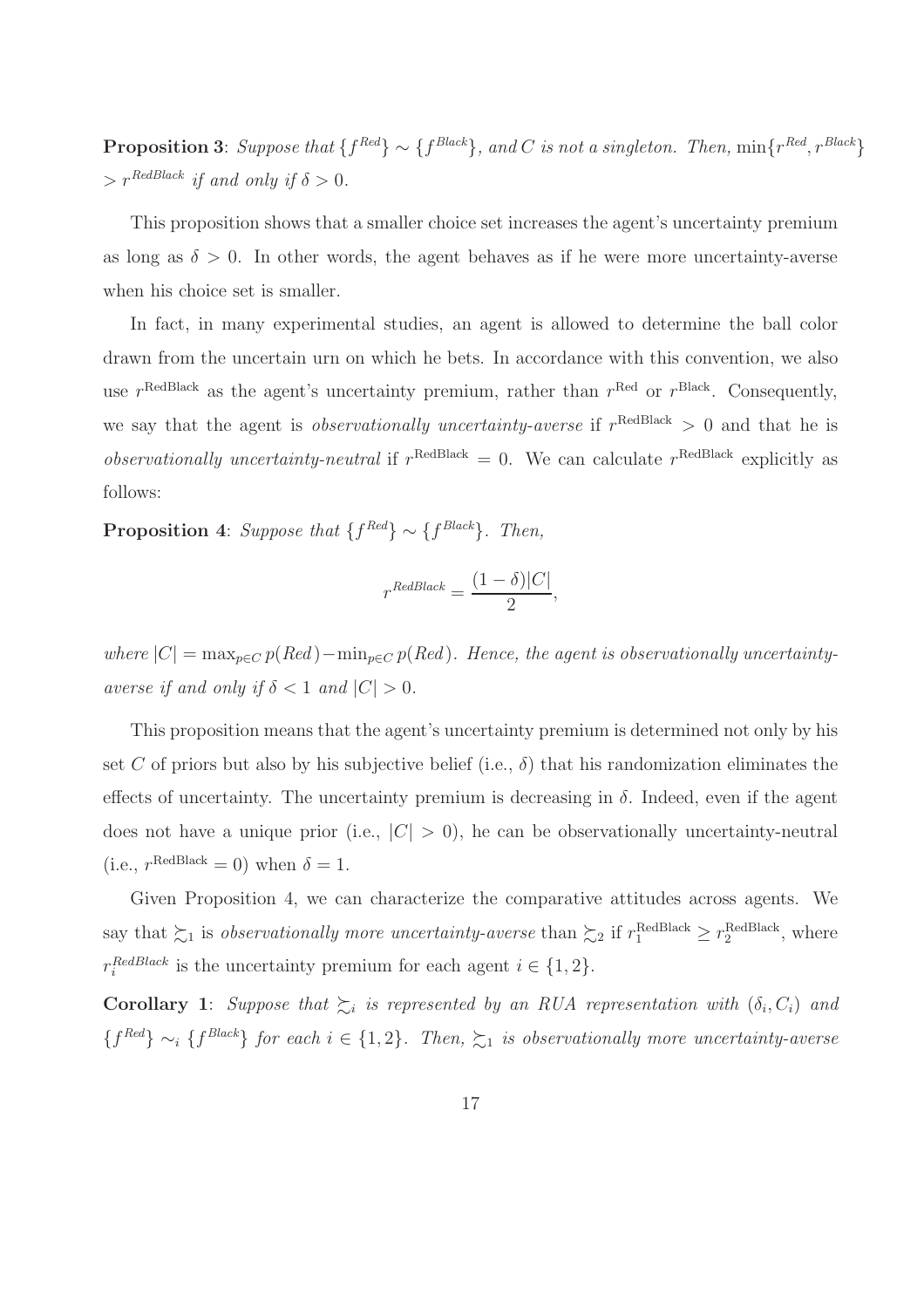**Proposition 3**: *Suppose that $\{f^{Red}\} \sim \{f^{Black}\}$, and $C$ is not a singleton. Then,* $\min\{r^{Red}, r^{Black}\} > r^{RedBlack}$ *if and only if* $\delta > 0$.

This proposition shows that a smaller choice set increases the agent's uncertainty premium as long as $\delta > 0$. In other words, the agent behaves as if he were more uncertainty-averse when his choice set is smaller.

In fact, in many experimental studies, an agent is allowed to determine the ball color drawn from the uncertain urn on which he bets. In accordance with this convention, we also use $r^{\text{RedBlack}}$ as the agent's uncertainty premium, rather than $r^{\text{Red}}$ or $r^{\text{Black}}$. Consequently, we say that the agent is *observationally uncertainty-averse* if $r^{\text{RedBlack}} > 0$ and that he is *observationally uncertainty-neutral* if $r^{\text{RedBlack}} = 0$. We can calculate $r^{\text{RedBlack}}$ explicitly as follows:

**Proposition 4**: *Suppose that $\{f^{Red}\} \sim \{f^{Black}\}$. Then,*

$$r^{RedBlack} = \frac{(1-\delta)|C|}{2},$$

*where $|C| = \max_{p \in C} p(Red) - \min_{p \in C} p(Red)$. Hence, the agent is observationally uncertainty-averse if and only if $\delta < 1$ and $|C| > 0$.*

This proposition means that the agent's uncertainty premium is determined not only by his set $C$ of priors but also by his subjective belief (i.e., $\delta$) that his randomization eliminates the effects of uncertainty. The uncertainty premium is decreasing in $\delta$. Indeed, even if the agent does not have a unique prior (i.e., $|C| > 0$), he can be observationally uncertainty-neutral (i.e., $r^{\text{RedBlack}} = 0$) when $\delta = 1$.

Given Proposition 4, we can characterize the comparative attitudes across agents. We say that $\succsim_1$ is *observationally more uncertainty-averse* than $\succsim_2$ if $r_1^{\text{RedBlack}} \geq r_2^{\text{RedBlack}}$, where $r_i^{RedBlack}$ is the uncertainty premium for each agent $i \in \{1, 2\}$.

**Corollary 1**: *Suppose that $\succsim_i$ is represented by an RUA representation with $(\delta_i, C_i)$ and $\{f^{Red}\} \sim_i \{f^{Black}\}$ for each $i \in \{1, 2\}$. Then, $\succsim_1$ is observationally more uncertainty-averse*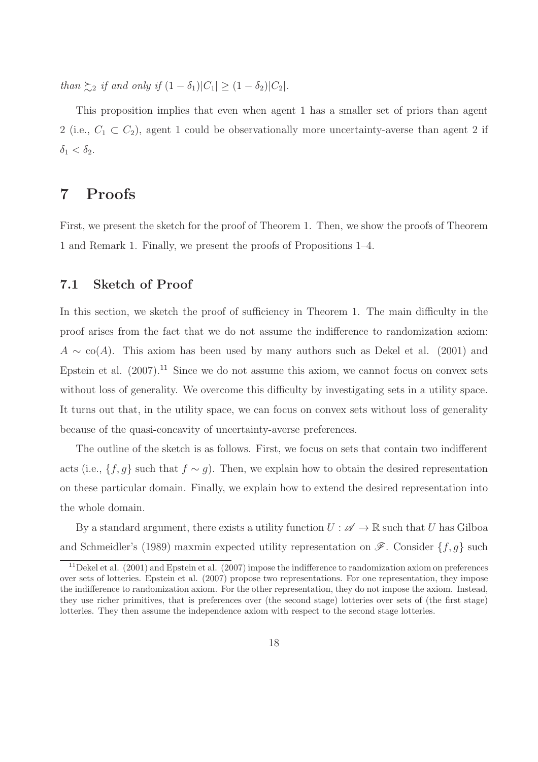*than* $\succsim_2$ *if and only if* $(1-\delta_1)|C_1| \geq (1-\delta_2)|C_2|$.

This proposition implies that even when agent 1 has a smaller set of priors than agent 2 (i.e., $C_1 \subset C_2$), agent 1 could be observationally more uncertainty-averse than agent 2 if $\delta_1 < \delta_2$.

# 7 Proofs

First, we present the sketch for the proof of Theorem 1. Then, we show the proofs of Theorem 1 and Remark 1. Finally, we present the proofs of Propositions 1–4.

## 7.1 Sketch of Proof

In this section, we sketch the proof of sufficiency in Theorem 1. The main difficulty in the proof arises from the fact that we do not assume the indifference to randomization axiom: $A \sim \text{co}(A)$. This axiom has been used by many authors such as Dekel et al. (2001) and Epstein et al. (2007).[11] Since we do not assume this axiom, we cannot focus on convex sets without loss of generality. We overcome this difficulty by investigating sets in a utility space. It turns out that, in the utility space, we can focus on convex sets without loss of generality because of the quasi-concavity of uncertainty-averse preferences.

The outline of the sketch is as follows. First, we focus on sets that contain two indifferent acts (i.e., $\{f, g\}$ such that $f \sim g$). Then, we explain how to obtain the desired representation on these particular domain. Finally, we explain how to extend the desired representation into the whole domain.

By a standard argument, there exists a utility function $U : \mathscr{A} \to \mathbb{R}$ such that $U$ has Gilboa and Schmeidler's (1989) maxmin expected utility representation on $\mathscr{F}$. Consider $\{f, g\}$ such

[11] Dekel et al. (2001) and Epstein et al. (2007) impose the indifference to randomization axiom on preferences over sets of lotteries. Epstein et al. (2007) propose two representations. For one representation, they impose the indifference to randomization axiom. For the other representation, they do not impose the axiom. Instead, they use richer primitives, that is preferences over (the second stage) lotteries over sets of (the first stage) lotteries. They then assume the independence axiom with respect to the second stage lotteries.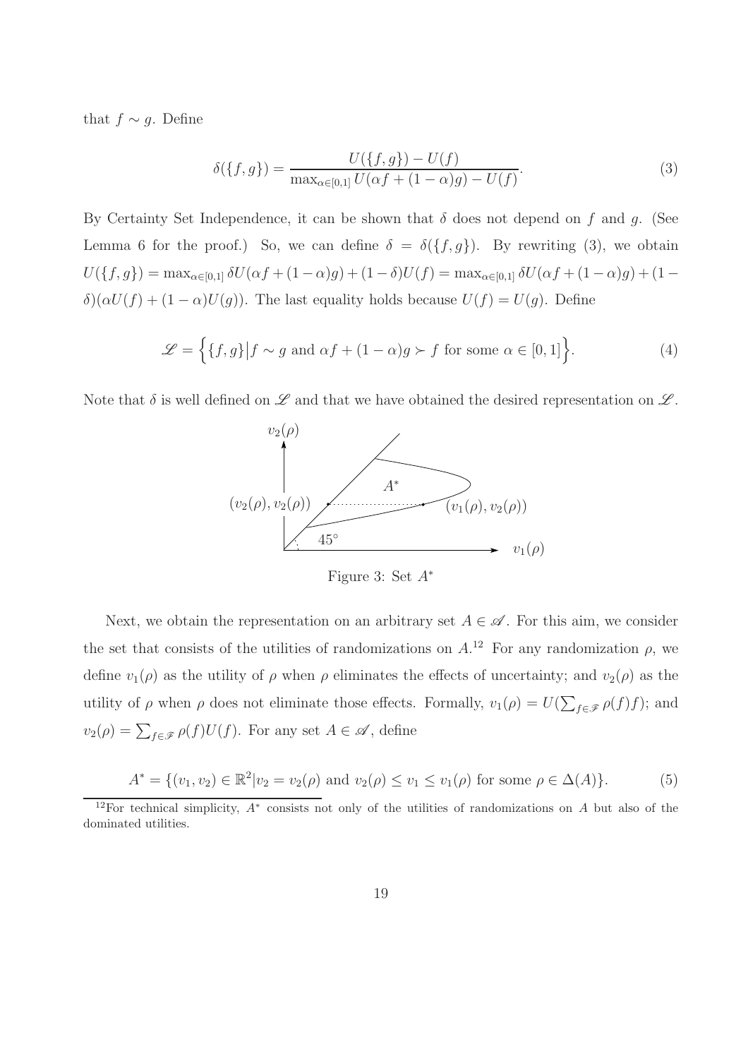that $f \sim g$. Define

$$\delta(\{f,g\}) = \frac{U(\{f,g\}) - U(f)}{\max_{\alpha \in [0,1]} U(\alpha f + (1-\alpha)g) - U(f)}. \tag{3}$$

By Certainty Set Independence, it can be shown that $\delta$ does not depend on $f$ and $g$. (See Lemma 6 for the proof.) So, we can define $\delta = \delta(\{f,g\})$. By rewriting (3), we obtain $U(\{f,g\}) = \max_{\alpha \in [0,1]} \delta U(\alpha f + (1-\alpha)g) + (1-\delta)U(f) = \max_{\alpha \in [0,1]} \delta U(\alpha f + (1-\alpha)g) + (1-\delta)(\alpha U(f) + (1-\alpha)U(g))$. The last equality holds because $U(f) = U(g)$. Define

$$\mathscr{L} = \Big\{\{f,g\} \big| f \sim g \text{ and } \alpha f + (1-\alpha)g \succ f \text{ for some } \alpha \in [0,1]\Big\}. \tag{4}$$

Note that $\delta$ is well defined on $\mathscr{L}$ and that we have obtained the desired representation on $\mathscr{L}$.

Figure 3: Set $A^*$

Next, we obtain the representation on an arbitrary set $A \in \mathscr{A}$. For this aim, we consider the set that consists of the utilities of randomizations on $A$.[12] For any randomization $\rho$, we define $v_1(\rho)$ as the utility of $\rho$ when $\rho$ eliminates the effects of uncertainty; and $v_2(\rho)$ as the utility of $\rho$ when $\rho$ does not eliminate those effects. Formally, $v_1(\rho) = U(\sum_{f \in \mathscr{F}} \rho(f)f)$; and $v_2(\rho) = \sum_{f \in \mathscr{F}} \rho(f)U(f)$. For any set $A \in \mathscr{A}$, define

$$A^* = \{(v_1, v_2) \in \mathbb{R}^2 | v_2 = v_2(\rho) \text{ and } v_2(\rho) \leq v_1 \leq v_1(\rho) \text{ for some } \rho \in \Delta(A)\}. \tag{5}$$

[12] For technical simplicity, $A^*$ consists not only of the utilities of randomizations on $A$ but also of the dominated utilities.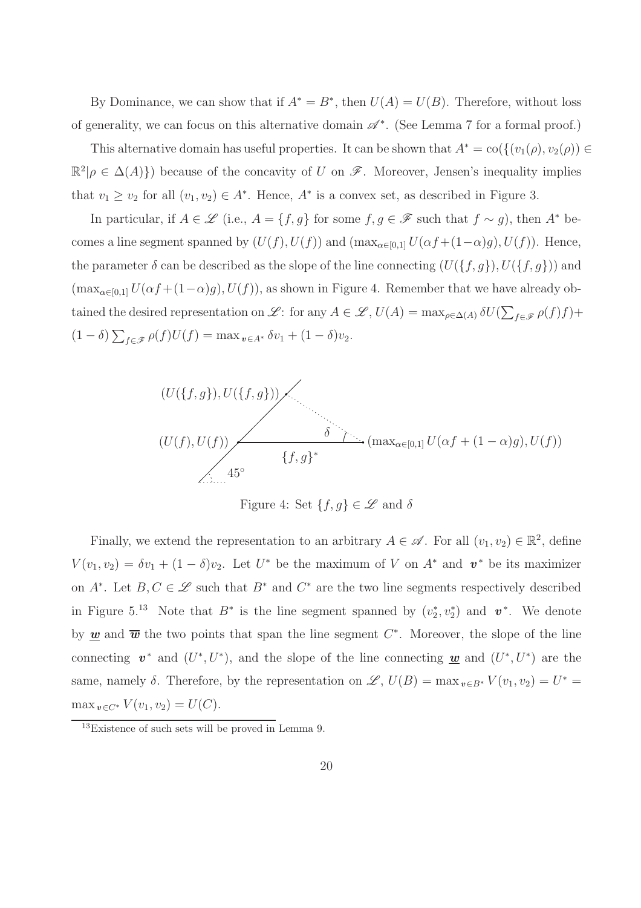By Dominance, we can show that if $A^* = B^*$, then $U(A) = U(B)$. Therefore, without loss of generality, we can focus on this alternative domain $\mathscr{A}^*$. (See Lemma 7 for a formal proof.)

This alternative domain has useful properties. It can be shown that $A^* = \text{co}(\{(v_1(\rho), v_2(\rho)) \in \mathbb{R}^2 | \rho \in \Delta(A)\})$ because of the concavity of $U$ on $\mathscr{F}$. Moreover, Jensen's inequality implies that $v_1 \geq v_2$ for all $(v_1, v_2) \in A^*$. Hence, $A^*$ is a convex set, as described in Figure 3.

In particular, if $A \in \mathscr{L}$ (i.e., $A = \{f, g\}$ for some $f, g \in \mathscr{F}$ such that $f \sim g$), then $A^*$ becomes a line segment spanned by $(U(f), U(f))$ and $(\max_{\alpha \in [0,1]} U(\alpha f + (1-\alpha)g), U(f))$. Hence, the parameter $\delta$ can be described as the slope of the line connecting $(U(\{f, g\}), U(\{f, g\}))$ and $(\max_{\alpha \in [0,1]} U(\alpha f + (1-\alpha)g), U(f))$, as shown in Figure 4. Remember that we have already obtained the desired representation on $\mathscr{L}$: for any $A \in \mathscr{L}$, $U(A) = \max_{\rho \in \Delta(A)} \delta U(\sum_{f \in \mathscr{F}} \rho(f) f) + (1-\delta) \sum_{f \in \mathscr{F}} \rho(f) U(f) = \max_{\boldsymbol{v} \in A^*} \delta v_1 + (1-\delta) v_2$.

Figure 4: Set $\{f, g\} \in \mathscr{L}$ and $\delta$

Finally, we extend the representation to an arbitrary $A \in \mathscr{A}$. For all $(v_1, v_2) \in \mathbb{R}^2$, define $V(v_1, v_2) = \delta v_1 + (1-\delta) v_2$. Let $U^*$ be the maximum of $V$ on $A^*$ and $\boldsymbol{v}^*$ be its maximizer on $A^*$. Let $B, C \in \mathscr{L}$ such that $B^*$ and $C^*$ are the two line segments respectively described in Figure 5.[13] Note that $B^*$ is the line segment spanned by $(v_2^*, v_2^*)$ and $\boldsymbol{v}^*$. We denote by $\underline{\boldsymbol{w}}$ and $\overline{\boldsymbol{w}}$ the two points that span the line segment $C^*$. Moreover, the slope of the line connecting $\boldsymbol{v}^*$ and $(U^*, U^*)$, and the slope of the line connecting $\underline{\boldsymbol{w}}$ and $(U^*, U^*)$ are the same, namely $\delta$. Therefore, by the representation on $\mathscr{L}$, $U(B) = \max_{\boldsymbol{v} \in B^*} V(v_1, v_2) = U^* = \max_{\boldsymbol{v} \in C^*} V(v_1, v_2) = U(C)$.

[13] Existence of such sets will be proved in Lemma 9.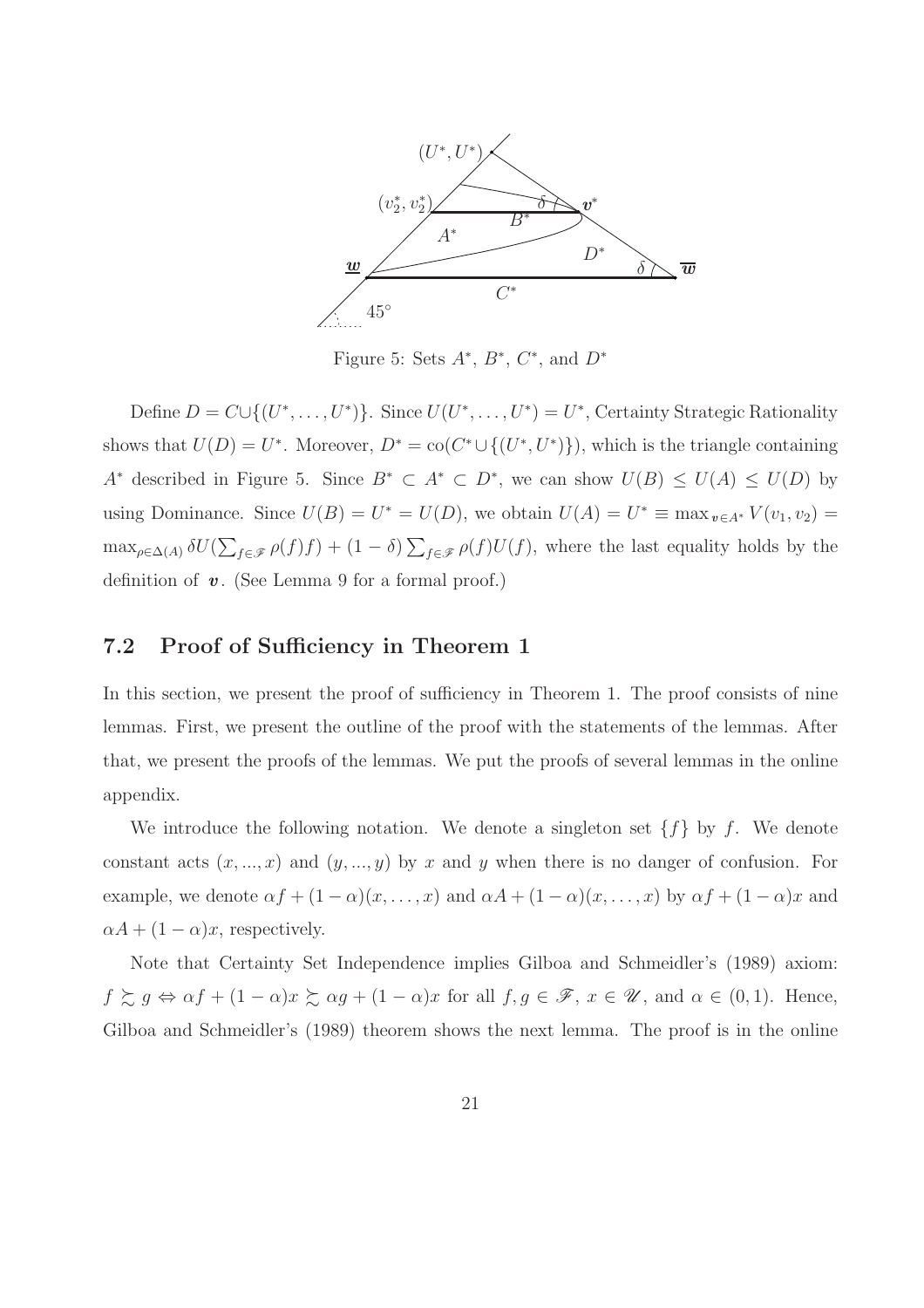Figure 5: Sets $A^*$, $B^*$, $C^*$, and $D^*$

Define $D = C \cup \{(U^*, \dots, U^*)\}$. Since $U(U^*, \dots, U^*) = U^*$, Certainty Strategic Rationality shows that $U(D) = U^*$. Moreover, $D^* = \text{co}(C^* \cup \{(U^*, U^*)\})$, which is the triangle containing $A^*$ described in Figure 5. Since $B^* \subset A^* \subset D^*$, we can show $U(B) \leq U(A) \leq U(D)$ by using Dominance. Since $U(B) = U^* = U(D)$, we obtain $U(A) = U^* \equiv \max_{\boldsymbol{v} \in A^*} V(v_1, v_2) = \max_{\rho \in \Delta(A)} \delta U(\sum_{f \in \mathscr{F}} \rho(f) f) + (1-\delta) \sum_{f \in \mathscr{F}} \rho(f) U(f)$, where the last equality holds by the definition of $\boldsymbol{v}$. (See Lemma 9 for a formal proof.)

## 7.2 Proof of Sufficiency in Theorem 1

In this section, we present the proof of sufficiency in Theorem 1. The proof consists of nine lemmas. First, we present the outline of the proof with the statements of the lemmas. After that, we present the proofs of the lemmas. We put the proofs of several lemmas in the online appendix.

We introduce the following notation. We denote a singleton set $\{f\}$ by $f$. We denote constant acts $(x, ..., x)$ and $(y, ..., y)$ by $x$ and $y$ when there is no danger of confusion. For example, we denote $\alpha f + (1-\alpha)(x, \dots, x)$ and $\alpha A + (1-\alpha)(x, \dots, x)$ by $\alpha f + (1-\alpha)x$ and $\alpha A + (1-\alpha)x$, respectively.

Note that Certainty Set Independence implies Gilboa and Schmeidler's (1989) axiom: $f \succsim g \Leftrightarrow \alpha f + (1-\alpha)x \succsim \alpha g + (1-\alpha)x$ for all $f, g \in \mathscr{F}$, $x \in \mathscr{U}$, and $\alpha \in (0, 1)$. Hence, Gilboa and Schmeidler's (1989) theorem shows the next lemma. The proof is in the online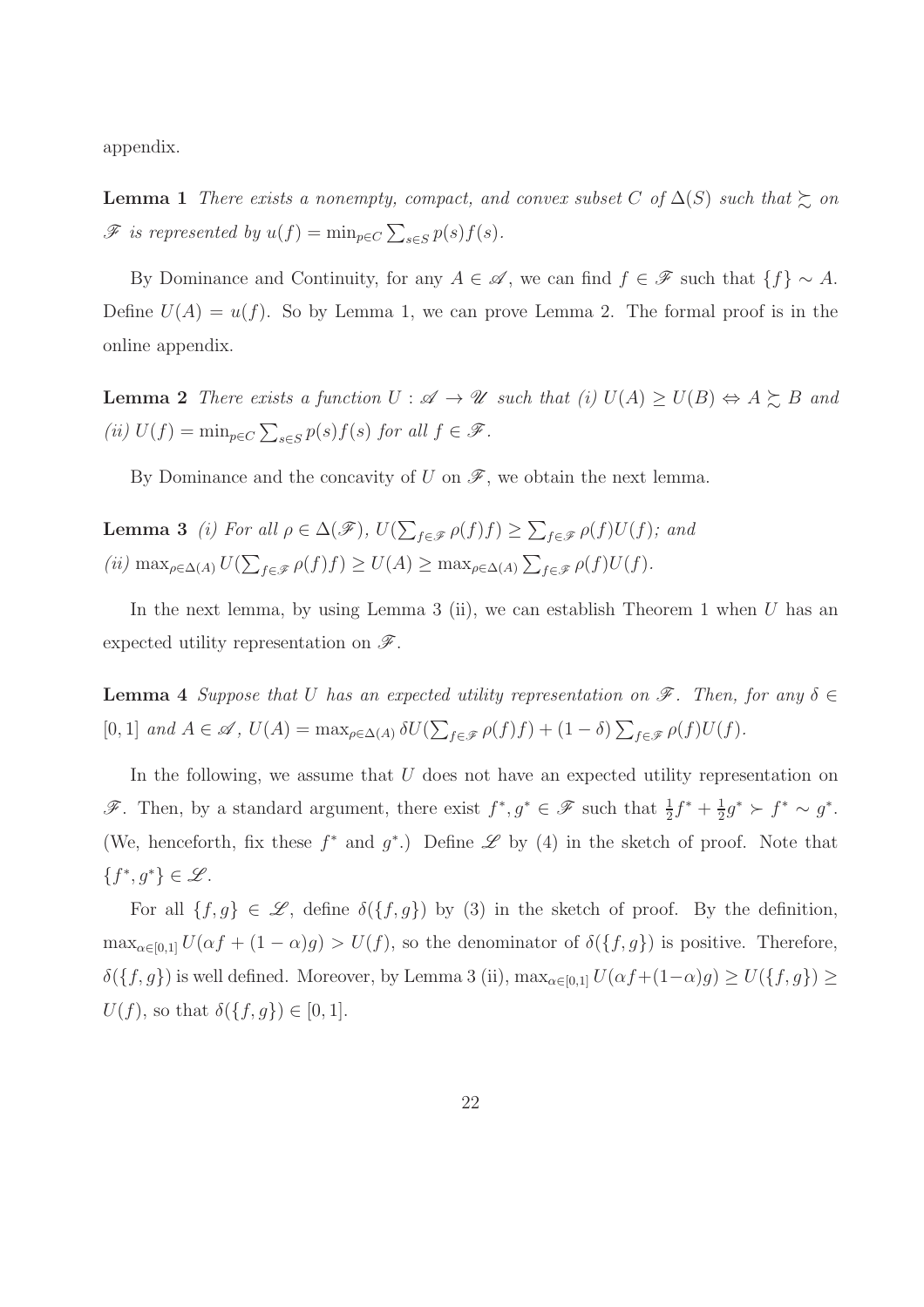appendix.

**Lemma 1** *There exists a nonempty, compact, and convex subset $C$ of $\Delta(S)$ such that $\succsim$ on $\mathscr{F}$ is represented by $u(f) = \min_{p \in C} \sum_{s \in S} p(s) f(s)$.*

By Dominance and Continuity, for any $A \in \mathscr{A}$, we can find $f \in \mathscr{F}$ such that $\{f\} \sim A$. Define $U(A) = u(f)$. So by Lemma 1, we can prove Lemma 2. The formal proof is in the online appendix.

**Lemma 2** *There exists a function $U : \mathscr{A} \to \mathscr{U}$ such that (i) $U(A) \geq U(B) \Leftrightarrow A \succsim B$ and (ii) $U(f) = \min_{p \in C} \sum_{s \in S} p(s) f(s)$ for all $f \in \mathscr{F}$.*

By Dominance and the concavity of $U$ on $\mathscr{F}$, we obtain the next lemma.

**Lemma 3** *(i) For all $\rho \in \Delta(\mathscr{F})$, $U(\sum_{f \in \mathscr{F}} \rho(f) f) \geq \sum_{f \in \mathscr{F}} \rho(f) U(f)$; and*
*(ii) $\max_{\rho \in \Delta(A)} U(\sum_{f \in \mathscr{F}} \rho(f) f) \geq U(A) \geq \max_{\rho \in \Delta(A)} \sum_{f \in \mathscr{F}} \rho(f) U(f)$.*

In the next lemma, by using Lemma 3 (ii), we can establish Theorem 1 when $U$ has an expected utility representation on $\mathscr{F}$.

**Lemma 4** *Suppose that $U$ has an expected utility representation on $\mathscr{F}$. Then, for any $\delta \in [0, 1]$ and $A \in \mathscr{A}$, $U(A) = \max_{\rho \in \Delta(A)} \delta U(\sum_{f \in \mathscr{F}} \rho(f) f) + (1 - \delta) \sum_{f \in \mathscr{F}} \rho(f) U(f)$.*

In the following, we assume that $U$ does not have an expected utility representation on $\mathscr{F}$. Then, by a standard argument, there exist $f^*, g^* \in \mathscr{F}$ such that $\frac{1}{2} f^* + \frac{1}{2} g^* \succ f^* \sim g^*$. (We, henceforth, fix these $f^*$ and $g^*$.) Define $\mathscr{L}$ by (4) in the sketch of proof. Note that $\{f^*, g^*\} \in \mathscr{L}$.

For all $\{f, g\} \in \mathscr{L}$, define $\delta(\{f, g\})$ by (3) in the sketch of proof. By the definition, $\max_{\alpha \in [0,1]} U(\alpha f + (1 - \alpha) g) > U(f)$, so the denominator of $\delta(\{f, g\})$ is positive. Therefore, $\delta(\{f, g\})$ is well defined. Moreover, by Lemma 3 (ii), $\max_{\alpha \in [0,1]} U(\alpha f + (1 - \alpha) g) \geq U(\{f, g\}) \geq U(f)$, so that $\delta(\{f, g\}) \in [0, 1]$.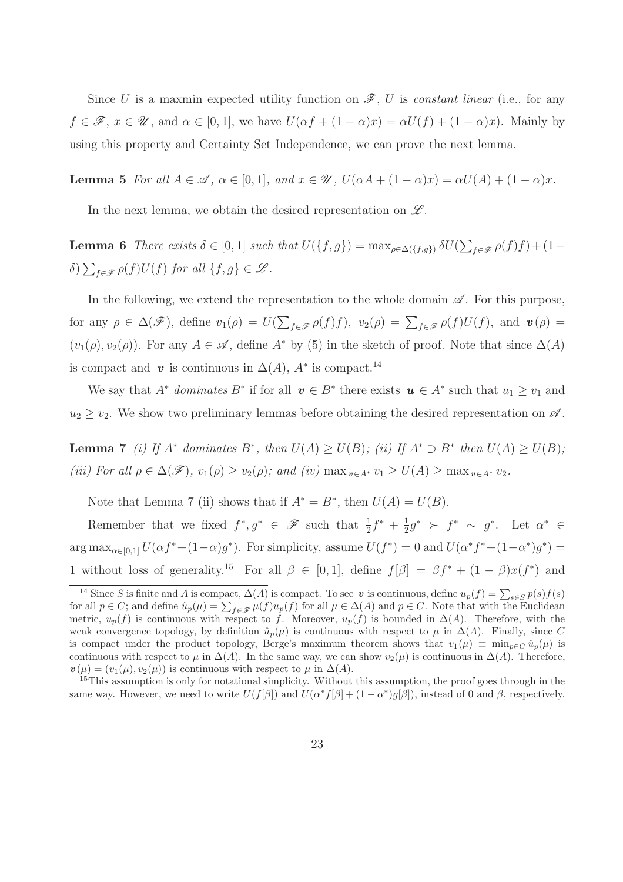Since $U$ is a maxmin expected utility function on $\mathscr{F}$, $U$ is *constant linear* (i.e., for any $f \in \mathscr{F}$, $x \in \mathscr{U}$, and $\alpha \in [0,1]$, we have $U(\alpha f + (1-\alpha)x) = \alpha U(f) + (1-\alpha)x$). Mainly by using this property and Certainty Set Independence, we can prove the next lemma.

**Lemma 5** *For all $A \in \mathscr{A}$, $\alpha \in [0,1]$, and $x \in \mathscr{U}$, $U(\alpha A + (1-\alpha)x) = \alpha U(A) + (1-\alpha)x$.*

In the next lemma, we obtain the desired representation on $\mathscr{L}$.

**Lemma 6** *There exists $\delta \in [0,1]$ such that $U(\{f,g\}) = \max_{\rho \in \Delta(\{f,g\})} \delta U(\sum_{f \in \mathscr{F}} \rho(f) f) + (1-\delta) \sum_{f \in \mathscr{F}} \rho(f) U(f)$ for all $\{f,g\} \in \mathscr{L}$.*

In the following, we extend the representation to the whole domain $\mathscr{A}$. For this purpose, for any $\rho \in \Delta(\mathscr{F})$, define $v_1(\rho) = U(\sum_{f \in \mathscr{F}} \rho(f) f)$, $v_2(\rho) = \sum_{f \in \mathscr{F}} \rho(f) U(f)$, and $\boldsymbol{v}(\rho) = (v_1(\rho), v_2(\rho))$. For any $A \in \mathscr{A}$, define $A^*$ by (5) in the sketch of proof. Note that since $\Delta(A)$ is compact and $\boldsymbol{v}$ is continuous in $\Delta(A)$, $A^*$ is compact.[14]

We say that $A^*$ *dominates* $B^*$ if for all $\boldsymbol{v} \in B^*$ there exists $\boldsymbol{u} \in A^*$ such that $u_1 \geq v_1$ and $u_2 \geq v_2$. We show two preliminary lemmas before obtaining the desired representation on $\mathscr{A}$.

**Lemma 7** *(i) If $A^*$ dominates $B^*$, then $U(A) \geq U(B)$; (ii) If $A^* \supset B^*$ then $U(A) \geq U(B)$; (iii) For all $\rho \in \Delta(\mathscr{F})$, $v_1(\rho) \geq v_2(\rho)$; and (iv) $\max_{\boldsymbol{v} \in A^*} v_1 \geq U(A) \geq \max_{\boldsymbol{v} \in A^*} v_2$.*

Note that Lemma 7 (ii) shows that if $A^* = B^*$, then $U(A) = U(B)$.

Remember that we fixed $f^*, g^* \in \mathscr{F}$ such that $\frac{1}{2}f^* + \frac{1}{2}g^* \succ f^* \sim g^*$. Let $\alpha^* \in \arg\max_{\alpha \in [0,1]} U(\alpha f^* + (1-\alpha) g^*)$. For simplicity, assume $U(f^*) = 0$ and $U(\alpha^* f^* + (1-\alpha^*) g^*) = 1$ without loss of generality.[15] For all $\beta \in [0,1]$, define $f[\beta] = \beta f^* + (1-\beta) x(f^*)$ and

---

[14] Since $S$ is finite and $A$ is compact, $\Delta(A)$ is compact. To see $\boldsymbol{v}$ is continuous, define $u_p(f) = \sum_{s \in S} p(s) f(s)$ for all $p \in C$; and define $\hat{u}_p(\mu) = \sum_{f \in \mathscr{F}} \mu(f) u_p(f)$ for all $\mu \in \Delta(A)$ and $p \in C$. Note that with the Euclidean metric, $u_p(f)$ is continuous with respect to $f$. Moreover, $u_p(f)$ is bounded in $\Delta(A)$. Therefore, with the weak convergence topology, by definition $\hat{u}_p(\mu)$ is continuous with respect to $\mu$ in $\Delta(A)$. Finally, since $C$ is compact under the product topology, Berge's maximum theorem shows that $v_1(\mu) \equiv \min_{p \in C} \hat{u}_p(\mu)$ is continuous with respect to $\mu$ in $\Delta(A)$. In the same way, we can show $v_2(\mu)$ is continuous in $\Delta(A)$. Therefore, $\boldsymbol{v}(\mu) = (v_1(\mu), v_2(\mu))$ is continuous with respect to $\mu$ in $\Delta(A)$.

[15] This assumption is only for notational simplicity. Without this assumption, the proof goes through in the same way. However, we need to write $U(f[\beta])$ and $U(\alpha^* f[\beta] + (1-\alpha^*) g[\beta])$, instead of 0 and $\beta$, respectively.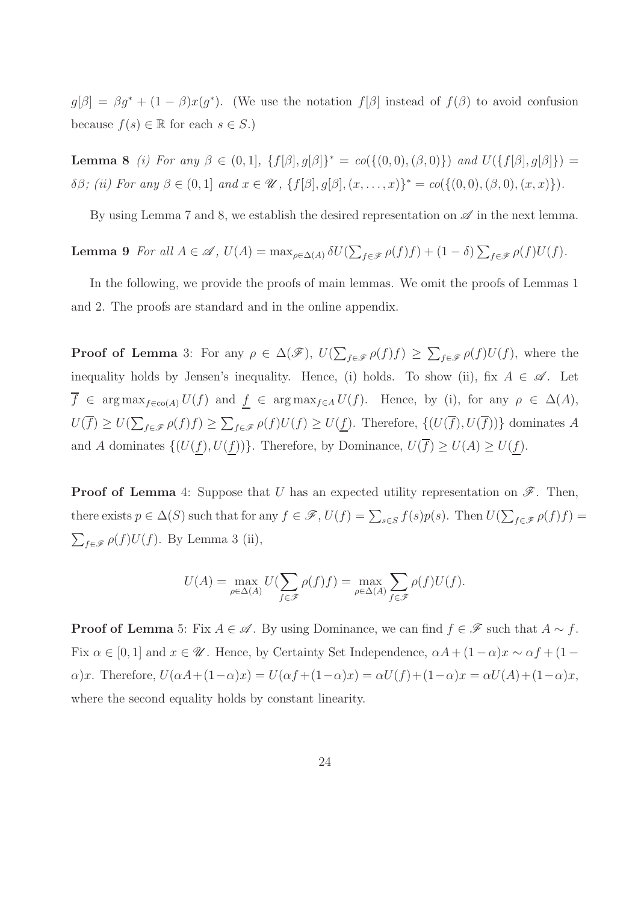$g[\beta] = \beta g^* + (1-\beta)x(g^*)$. (We use the notation $f[\beta]$ instead of $f(\beta)$ to avoid confusion because $f(s) \in \mathbb{R}$ for each $s \in S$.)

**Lemma 8** *(i) For any $\beta \in (0,1]$, $\{f[\beta], g[\beta]\}^* = co(\{(0,0),(\beta,0)\})$ and $U(\{f[\beta], g[\beta]\}) = \delta\beta$; (ii) For any $\beta \in (0,1]$ and $x \in \mathscr{U}$, $\{f[\beta], g[\beta], (x,\ldots,x)\}^* = co(\{(0,0),(\beta,0),(x,x)\})$.*

By using Lemma 7 and 8, we establish the desired representation on $\mathscr{A}$ in the next lemma.

**Lemma 9** *For all $A \in \mathscr{A}$, $U(A) = \max_{\rho \in \Delta(A)} \delta U(\sum_{f \in \mathscr{F}} \rho(f)f) + (1-\delta)\sum_{f \in \mathscr{F}} \rho(f)U(f)$.*

In the following, we provide the proofs of main lemmas. We omit the proofs of Lemmas 1 and 2. The proofs are standard and in the online appendix.

**Proof of Lemma** 3: For any $\rho \in \Delta(\mathscr{F})$, $U(\sum_{f \in \mathscr{F}} \rho(f)f) \geq \sum_{f \in \mathscr{F}} \rho(f)U(f)$, where the inequality holds by Jensen's inequality. Hence, (i) holds. To show (ii), fix $A \in \mathscr{A}$. Let $\overline{f} \in \arg\max_{f \in \mathrm{co}(A)} U(f)$ and $\underline{f} \in \arg\max_{f \in A} U(f)$. Hence, by (i), for any $\rho \in \Delta(A)$, $U(\overline{f}) \geq U(\sum_{f \in \mathscr{F}} \rho(f)f) \geq \sum_{f \in \mathscr{F}} \rho(f)U(f) \geq U(\underline{f})$. Therefore, $\{(U(\overline{f}), U(\overline{f}))\}$ dominates $A$ and $A$ dominates $\{(U(\underline{f}), U(\underline{f}))\}$. Therefore, by Dominance, $U(\overline{f}) \geq U(A) \geq U(\underline{f})$.

**Proof of Lemma** 4: Suppose that $U$ has an expected utility representation on $\mathscr{F}$. Then, there exists $p \in \Delta(S)$ such that for any $f \in \mathscr{F}$, $U(f) = \sum_{s \in S} f(s)p(s)$. Then $U(\sum_{f \in \mathscr{F}} \rho(f)f) = \sum_{f \in \mathscr{F}} \rho(f)U(f)$. By Lemma 3 (ii),

$$U(A) = \max_{\rho \in \Delta(A)} U(\sum_{f \in \mathscr{F}} \rho(f)f) = \max_{\rho \in \Delta(A)} \sum_{f \in \mathscr{F}} \rho(f)U(f).$$

**Proof of Lemma** 5: Fix $A \in \mathscr{A}$. By using Dominance, we can find $f \in \mathscr{F}$ such that $A \sim f$. Fix $\alpha \in [0,1]$ and $x \in \mathscr{U}$. Hence, by Certainty Set Independence, $\alpha A + (1-\alpha)x \sim \alpha f + (1-\alpha)x$. Therefore, $U(\alpha A + (1-\alpha)x) = U(\alpha f + (1-\alpha)x) = \alpha U(f) + (1-\alpha)x = \alpha U(A) + (1-\alpha)x$, where the second equality holds by constant linearity.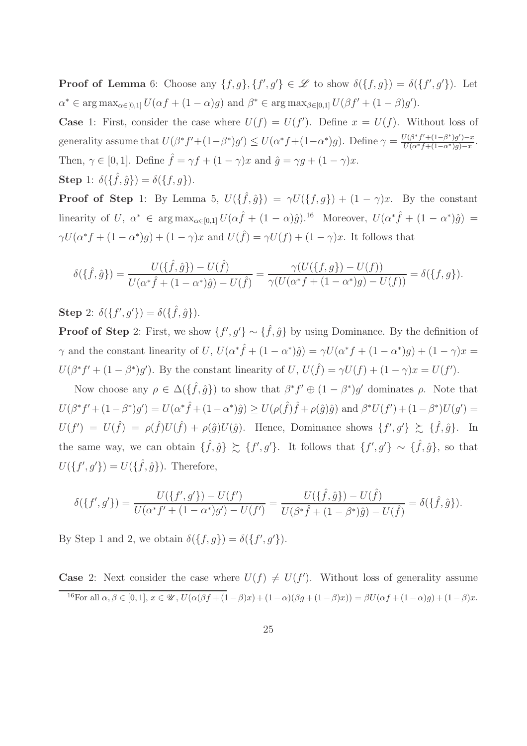**Proof of Lemma** 6: Choose any $\{f, g\}, \{f', g'\} \in \mathscr{L}$ to show $\delta(\{f, g\}) = \delta(\{f', g'\})$. Let $\alpha^* \in \arg\max_{\alpha \in [0,1]} U(\alpha f + (1-\alpha)g)$ and $\beta^* \in \arg\max_{\beta \in [0,1]} U(\beta f' + (1-\beta)g')$.

**Case** 1: First, consider the case where $U(f) = U(f')$. Define $x = U(f)$. Without loss of generality assume that $U(\beta^* f' + (1-\beta^*)g') \leq U(\alpha^* f + (1-\alpha^*)g)$. Define $\gamma = \frac{U(\beta^* f' + (1-\beta^*)g') - x}{U(\alpha^* f + (1-\alpha^*)g) - x}$. Then, $\gamma \in [0, 1]$. Define $\hat{f} = \gamma f + (1-\gamma)x$ and $\hat{g} = \gamma g + (1-\gamma)x$.

**Step** 1: $\delta(\{\hat{f}, \hat{g}\}) = \delta(\{f, g\})$.

**Proof of Step** 1: By Lemma 5, $U(\{\hat{f}, \hat{g}\}) = \gamma U(\{f, g\}) + (1-\gamma)x$. By the constant linearity of $U$, $\alpha^* \in \arg\max_{\alpha \in [0,1]} U(\alpha \hat{f} + (1-\alpha)\hat{g})$.[16] Moreover, $U(\alpha^* \hat{f} + (1-\alpha^*)\hat{g}) = \gamma U(\alpha^* f + (1-\alpha^*)g) + (1-\gamma)x$ and $U(\hat{f}) = \gamma U(f) + (1-\gamma)x$. It follows that

$$\delta(\{\hat{f}, \hat{g}\}) = \frac{U(\{\hat{f}, \hat{g}\}) - U(\hat{f})}{U(\alpha^* \hat{f} + (1-\alpha^*)\hat{g}) - U(\hat{f})} = \frac{\gamma(U(\{f, g\}) - U(f))}{\gamma(U(\alpha^* f + (1-\alpha^*)g) - U(f))} = \delta(\{f, g\}).$$

**Step** 2: $\delta(\{f', g'\}) = \delta(\{\hat{f}, \hat{g}\})$.

**Proof of Step** 2: First, we show $\{f', g'\} \sim \{\hat{f}, \hat{g}\}$ by using Dominance. By the definition of $\gamma$ and the constant linearity of $U$, $U(\alpha^* \hat{f} + (1-\alpha^*)\hat{g}) = \gamma U(\alpha^* f + (1-\alpha^*)g) + (1-\gamma)x = U(\beta^* f' + (1-\beta^*)g')$. By the constant linearity of $U$, $U(\hat{f}) = \gamma U(f) + (1-\gamma)x = U(f')$.

Now choose any $\rho \in \Delta(\{\hat{f}, \hat{g}\})$ to show that $\beta^* f' \oplus (1-\beta^*)g'$ dominates $\rho$. Note that $U(\beta^* f' + (1-\beta^*)g') = U(\alpha^* \hat{f} + (1-\alpha^*)\hat{g}) \geq U(\rho(\hat{f})\hat{f} + \rho(\hat{g})\hat{g})$ and $\beta^* U(f') + (1-\beta^*)U(g') = U(f') = U(\hat{f}) = \rho(\hat{f})U(\hat{f}) + \rho(\hat{g})U(\hat{g})$. Hence, Dominance shows $\{f', g'\} \succsim \{\hat{f}, \hat{g}\}$. In the same way, we can obtain $\{\hat{f}, \hat{g}\} \succsim \{f', g'\}$. It follows that $\{f', g'\} \sim \{\hat{f}, \hat{g}\}$, so that $U(\{f', g'\}) = U(\{\hat{f}, \hat{g}\})$. Therefore,

$$\delta(\{f', g'\}) = \frac{U(\{f', g'\}) - U(f')}{U(\alpha^* f' + (1-\alpha^*)g') - U(f')} = \frac{U(\{\hat{f}, \hat{g}\}) - U(\hat{f})}{U(\beta^* \hat{f} + (1-\beta^*)\hat{g}) - U(\hat{f})} = \delta(\{\hat{f}, \hat{g}\}).$$

By Step 1 and 2, we obtain $\delta(\{f, g\}) = \delta(\{f', g'\})$.

**Case** 2: Next consider the case where $U(f) \neq U(f')$. Without loss of generality assume

[16] For all $\alpha, \beta \in [0,1]$, $x \in \mathscr{U}$, $U(\alpha(\beta f + (1-\beta)x) + (1-\alpha)(\beta g + (1-\beta)x)) = \beta U(\alpha f + (1-\alpha)g) + (1-\beta)x$.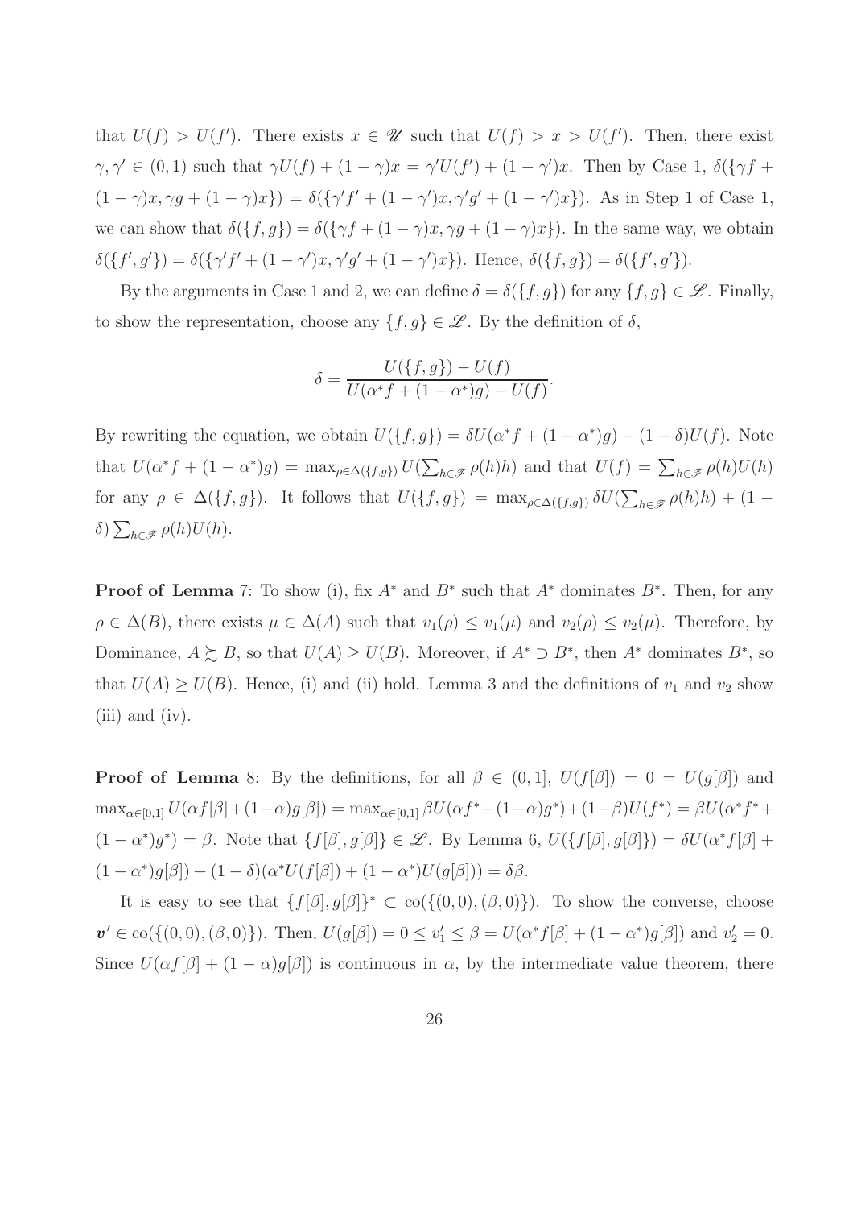that $U(f) > U(f')$. There exists $x \in \mathscr{U}$ such that $U(f) > x > U(f')$. Then, there exist $\gamma, \gamma' \in (0,1)$ such that $\gamma U(f) + (1-\gamma)x = \gamma' U(f') + (1-\gamma')x$. Then by Case 1, $\delta(\{\gamma f + (1-\gamma)x, \gamma g + (1-\gamma)x\}) = \delta(\{\gamma' f' + (1-\gamma')x, \gamma' g' + (1-\gamma')x\})$. As in Step 1 of Case 1, we can show that $\delta(\{f,g\}) = \delta(\{\gamma f + (1-\gamma)x, \gamma g + (1-\gamma)x\})$. In the same way, we obtain $\delta(\{f',g'\}) = \delta(\{\gamma' f' + (1-\gamma')x, \gamma' g' + (1-\gamma')x\})$. Hence, $\delta(\{f,g\}) = \delta(\{f',g'\})$.

By the arguments in Case 1 and 2, we can define $\delta = \delta(\{f,g\})$ for any $\{f,g\} \in \mathscr{L}$. Finally, to show the representation, choose any $\{f,g\} \in \mathscr{L}$. By the definition of $\delta$,

$$\delta = \frac{U(\{f,g\}) - U(f)}{U(\alpha^* f + (1-\alpha^*)g) - U(f)}.$$

By rewriting the equation, we obtain $U(\{f,g\}) = \delta U(\alpha^* f + (1-\alpha^*)g) + (1-\delta)U(f)$. Note that $U(\alpha^* f + (1-\alpha^*)g) = \max_{\rho \in \Delta(\{f,g\})} U(\sum_{h \in \mathscr{F}} \rho(h)h)$ and that $U(f) = \sum_{h \in \mathscr{F}} \rho(h)U(h)$ for any $\rho \in \Delta(\{f,g\})$. It follows that $U(\{f,g\}) = \max_{\rho \in \Delta(\{f,g\})} \delta U(\sum_{h \in \mathscr{F}} \rho(h)h) + (1-\delta)\sum_{h \in \mathscr{F}} \rho(h)U(h)$.

**Proof of Lemma** 7: To show (i), fix $A^*$ and $B^*$ such that $A^*$ dominates $B^*$. Then, for any $\rho \in \Delta(B)$, there exists $\mu \in \Delta(A)$ such that $v_1(\rho) \leq v_1(\mu)$ and $v_2(\rho) \leq v_2(\mu)$. Therefore, by Dominance, $A \succsim B$, so that $U(A) \geq U(B)$. Moreover, if $A^* \supset B^*$, then $A^*$ dominates $B^*$, so that $U(A) \geq U(B)$. Hence, (i) and (ii) hold. Lemma 3 and the definitions of $v_1$ and $v_2$ show (iii) and (iv).

**Proof of Lemma** 8: By the definitions, for all $\beta \in (0,1]$, $U(f[\beta]) = 0 = U(g[\beta])$ and $\max_{\alpha \in [0,1]} U(\alpha f[\beta] + (1-\alpha)g[\beta]) = \max_{\alpha \in [0,1]} \beta U(\alpha f^* + (1-\alpha)g^*) + (1-\beta)U(f^*) = \beta U(\alpha^* f^* + (1-\alpha^*)g^*) = \beta$. Note that $\{f[\beta], g[\beta]\} \in \mathscr{L}$. By Lemma 6, $U(\{f[\beta], g[\beta]\}) = \delta U(\alpha^* f[\beta] + (1-\alpha^*)g[\beta]) + (1-\delta)(\alpha^* U(f[\beta]) + (1-\alpha^*)U(g[\beta])) = \delta\beta$.

It is easy to see that $\{f[\beta], g[\beta]\}^* \subset \mathrm{co}(\{(0,0),(\beta,0)\})$. To show the converse, choose $\boldsymbol{v}' \in \mathrm{co}(\{(0,0),(\beta,0)\})$. Then, $U(g[\beta]) = 0 \leq v_1' \leq \beta = U(\alpha^* f[\beta] + (1-\alpha^*)g[\beta])$ and $v_2' = 0$. Since $U(\alpha f[\beta] + (1-\alpha)g[\beta])$ is continuous in $\alpha$, by the intermediate value theorem, there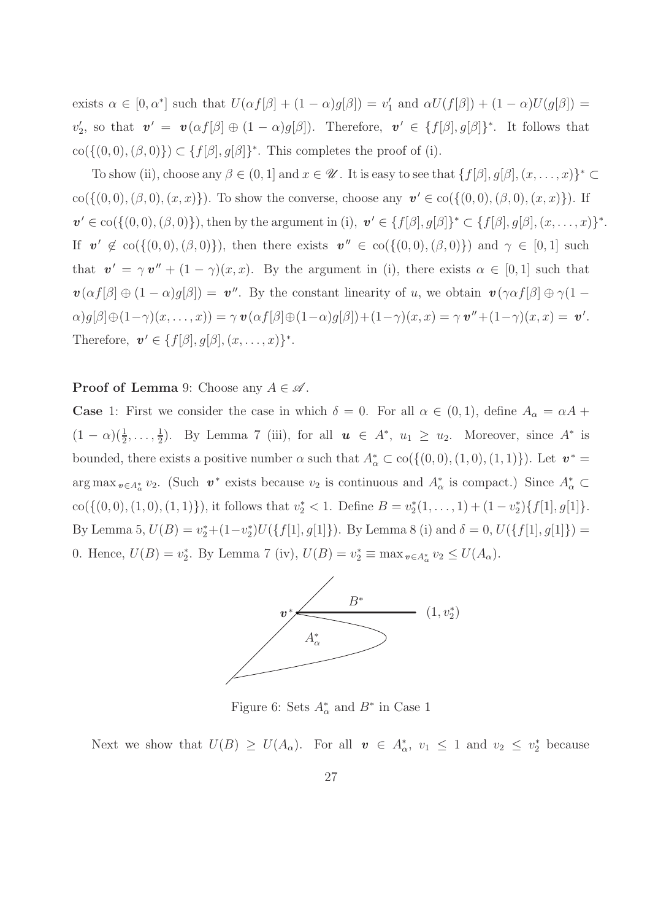exists $\alpha \in [0, \alpha^*]$ such that $U(\alpha f[\beta] + (1-\alpha)g[\beta]) = v'_1$ and $\alpha U(f[\beta]) + (1-\alpha)U(g[\beta]) = v'_2$, so that $\boldsymbol{v}' = \boldsymbol{v}(\alpha f[\beta] \oplus (1-\alpha)g[\beta])$. Therefore, $\boldsymbol{v}' \in \{f[\beta], g[\beta]\}^*$. It follows that $\mathrm{co}(\{(0,0), (\beta, 0)\}) \subset \{f[\beta], g[\beta]\}^*$. This completes the proof of (i).

To show (ii), choose any $\beta \in (0, 1]$ and $x \in \mathscr{U}$. It is easy to see that $\{f[\beta], g[\beta], (x, \ldots, x)\}^* \subset \mathrm{co}(\{(0,0), (\beta, 0), (x, x)\})$. To show the converse, choose any $\boldsymbol{v}' \in \mathrm{co}(\{(0,0), (\beta, 0), (x, x)\})$. If $\boldsymbol{v}' \in \mathrm{co}(\{(0,0), (\beta, 0)\})$, then by the argument in (i), $\boldsymbol{v}' \in \{f[\beta], g[\beta]\}^* \subset \{f[\beta], g[\beta], (x, \ldots, x)\}^*$. If $\boldsymbol{v}' \notin \mathrm{co}(\{(0,0), (\beta, 0)\})$, then there exists $\boldsymbol{v}'' \in \mathrm{co}(\{(0,0), (\beta, 0)\})$ and $\gamma \in [0, 1]$ such that $\boldsymbol{v}' = \gamma \boldsymbol{v}'' + (1-\gamma)(x, x)$. By the argument in (i), there exists $\alpha \in [0, 1]$ such that $\boldsymbol{v}(\alpha f[\beta] \oplus (1-\alpha)g[\beta]) = \boldsymbol{v}''$. By the constant linearity of $u$, we obtain $\boldsymbol{v}(\gamma\alpha f[\beta] \oplus \gamma(1-\alpha)g[\beta] \oplus (1-\gamma)(x, \ldots, x)) = \gamma \boldsymbol{v}(\alpha f[\beta] \oplus (1-\alpha)g[\beta]) + (1-\gamma)(x, x) = \gamma \boldsymbol{v}'' + (1-\gamma)(x, x) = \boldsymbol{v}'$. Therefore, $\boldsymbol{v}' \in \{f[\beta], g[\beta], (x, \ldots, x)\}^*$.

**Proof of Lemma** 9: Choose any $A \in \mathscr{A}$.

**Case** 1: First we consider the case in which $\delta = 0$. For all $\alpha \in (0, 1)$, define $A_\alpha = \alpha A + (1-\alpha)(\frac{1}{2}, \ldots, \frac{1}{2})$. By Lemma 7 (iii), for all $\boldsymbol{u} \in A^*$, $u_1 \geq u_2$. Moreover, since $A^*$ is bounded, there exists a positive number $\alpha$ such that $A^*_\alpha \subset \mathrm{co}(\{(0,0), (1,0), (1,1)\})$. Let $\boldsymbol{v}^* = \arg\max_{\boldsymbol{v} \in A^*_\alpha} v_2$. (Such $\boldsymbol{v}^*$ exists because $v_2$ is continuous and $A^*_\alpha$ is compact.) Since $A^*_\alpha \subset \mathrm{co}(\{(0,0), (1,0), (1,1)\})$, it follows that $v^*_2 < 1$. Define $B = v^*_2(1, \ldots, 1) + (1-v^*_2)\{f[1], g[1]\}$. By Lemma 5, $U(B) = v^*_2 + (1-v^*_2)U(\{f[1], g[1]\})$. By Lemma 8 (i) and $\delta = 0$, $U(\{f[1], g[1]\}) = 0$. Hence, $U(B) = v^*_2$. By Lemma 7 (iv), $U(B) = v^*_2 \equiv \max_{\boldsymbol{v} \in A^*_\alpha} v_2 \leq U(A_\alpha)$.

Figure 6: Sets $A^*_\alpha$ and $B^*$ in Case 1

Next we show that $U(B) \geq U(A_\alpha)$. For all $\boldsymbol{v} \in A^*_\alpha$, $v_1 \leq 1$ and $v_2 \leq v^*_2$ because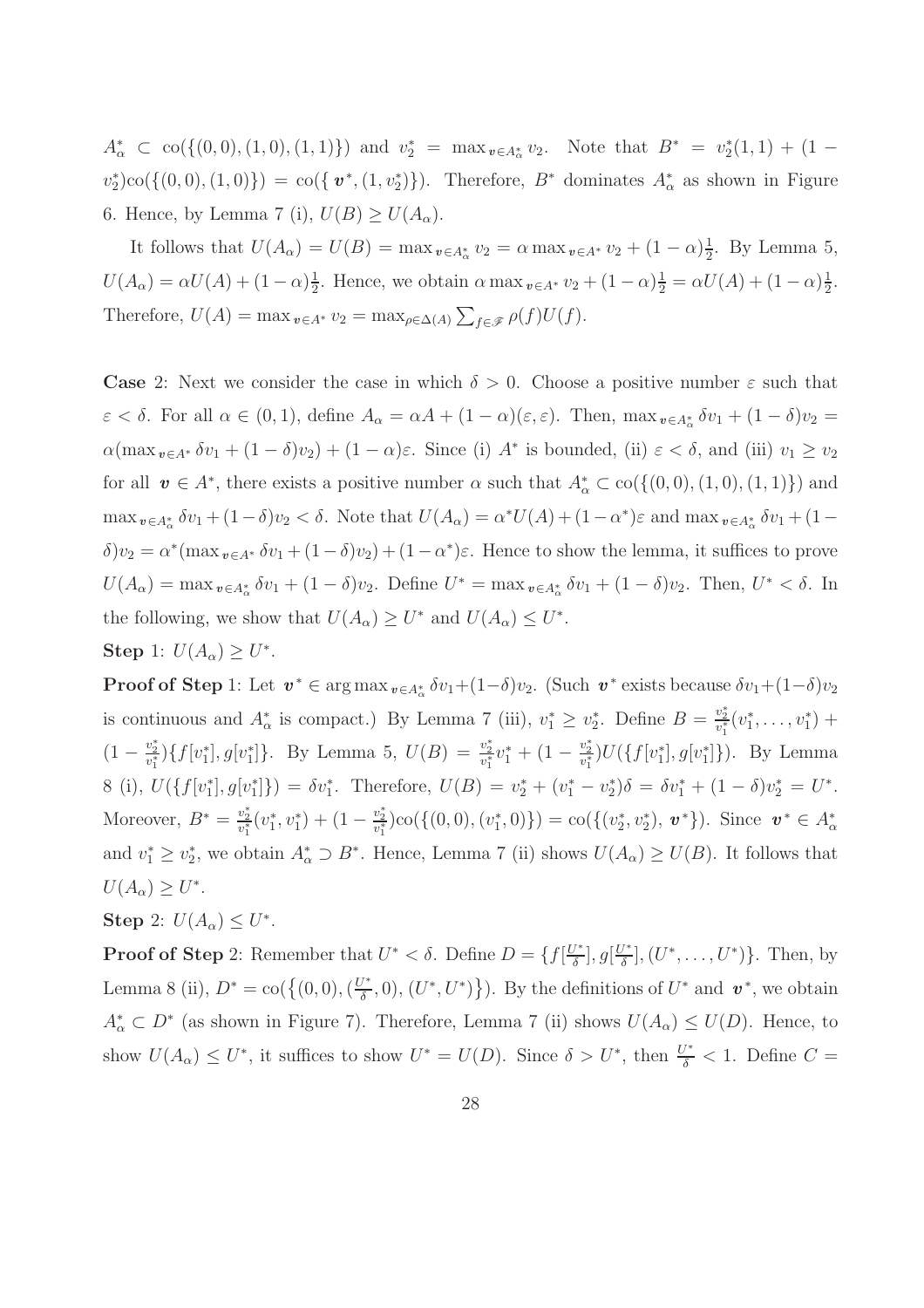$A^*_\alpha \subset \text{co}(\{(0,0),(1,0),(1,1)\})$ and $v^*_2 = \max_{\boldsymbol{v}\in A^*_\alpha} v_2$. Note that $B^* = v^*_2(1,1) + (1 - v^*_2)\text{co}(\{(0,0),(1,0)\}) = \text{co}(\{\boldsymbol{v}^*, (1, v^*_2)\})$. Therefore, $B^*$ dominates $A^*_\alpha$ as shown in Figure 6. Hence, by Lemma 7 (i), $U(B) \geq U(A_\alpha)$.

It follows that $U(A_\alpha) = U(B) = \max_{\boldsymbol{v}\in A^*_\alpha} v_2 = \alpha \max_{\boldsymbol{v}\in A^*} v_2 + (1-\alpha)\frac{1}{2}$. By Lemma 5, $U(A_\alpha) = \alpha U(A) + (1-\alpha)\frac{1}{2}$. Hence, we obtain $\alpha \max_{\boldsymbol{v}\in A^*} v_2 + (1-\alpha)\frac{1}{2} = \alpha U(A) + (1-\alpha)\frac{1}{2}$. Therefore, $U(A) = \max_{\boldsymbol{v}\in A^*} v_2 = \max_{\rho\in\Delta(A)} \sum_{f\in\mathscr{F}} \rho(f)U(f)$.

**Case** 2: Next we consider the case in which $\delta > 0$. Choose a positive number $\varepsilon$ such that $\varepsilon < \delta$. For all $\alpha \in (0,1)$, define $A_\alpha = \alpha A + (1-\alpha)(\varepsilon, \varepsilon)$. Then, $\max_{\boldsymbol{v}\in A^*_\alpha} \delta v_1 + (1-\delta)v_2 = \alpha(\max_{\boldsymbol{v}\in A^*} \delta v_1 + (1-\delta)v_2) + (1-\alpha)\varepsilon$. Since (i) $A^*$ is bounded, (ii) $\varepsilon < \delta$, and (iii) $v_1 \geq v_2$ for all $\boldsymbol{v} \in A^*$, there exists a positive number $\alpha$ such that $A^*_\alpha \subset \text{co}(\{(0,0),(1,0),(1,1)\})$ and $\max_{\boldsymbol{v}\in A^*_\alpha} \delta v_1 + (1-\delta)v_2 < \delta$. Note that $U(A_\alpha) = \alpha^* U(A) + (1-\alpha^*)\varepsilon$ and $\max_{\boldsymbol{v}\in A^*_\alpha} \delta v_1 + (1-\delta)v_2 = \alpha^*(\max_{\boldsymbol{v}\in A^*} \delta v_1 + (1-\delta)v_2) + (1-\alpha^*)\varepsilon$. Hence to show the lemma, it suffices to prove $U(A_\alpha) = \max_{\boldsymbol{v}\in A^*_\alpha} \delta v_1 + (1-\delta)v_2$. Define $U^* = \max_{\boldsymbol{v}\in A^*_\alpha} \delta v_1 + (1-\delta)v_2$. Then, $U^* < \delta$. In the following, we show that $U(A_\alpha) \geq U^*$ and $U(A_\alpha) \leq U^*$.

**Step** 1: $U(A_\alpha) \geq U^*$.

**Proof of Step** 1: Let $\boldsymbol{v}^* \in \arg\max_{\boldsymbol{v}\in A^*_\alpha} \delta v_1 + (1-\delta)v_2$. (Such $\boldsymbol{v}^*$ exists because $\delta v_1 + (1-\delta)v_2$ is continuous and $A^*_\alpha$ is compact.) By Lemma 7 (iii), $v^*_1 \geq v^*_2$. Define $B = \frac{v^*_2}{v^*_1}(v^*_1, \ldots, v^*_1) + (1 - \frac{v^*_2}{v^*_1})\{f[v^*_1], g[v^*_1]\}$. By Lemma 5, $U(B) = \frac{v^*_2}{v^*_1}v^*_1 + (1 - \frac{v^*_2}{v^*_1})U(\{f[v^*_1], g[v^*_1]\})$. By Lemma 8 (i), $U(\{f[v^*_1], g[v^*_1]\}) = \delta v^*_1$. Therefore, $U(B) = v^*_2 + (v^*_1 - v^*_2)\delta = \delta v^*_1 + (1-\delta)v^*_2 = U^*$. Moreover, $B^* = \frac{v^*_2}{v^*_1}(v^*_1, v^*_1) + (1 - \frac{v^*_2}{v^*_1})\text{co}(\{(0,0),(v^*_1, 0)\}) = \text{co}(\{(v^*_2, v^*_2), \boldsymbol{v}^*\})$. Since $\boldsymbol{v}^* \in A^*_\alpha$ and $v^*_1 \geq v^*_2$, we obtain $A^*_\alpha \supset B^*$. Hence, Lemma 7 (ii) shows $U(A_\alpha) \geq U(B)$. It follows that $U(A_\alpha) \geq U^*$.

**Step** 2: $U(A_\alpha) \leq U^*$.

**Proof of Step** 2: Remember that $U^* < \delta$. Define $D = \{f[\frac{U^*}{\delta}], g[\frac{U^*}{\delta}], (U^*, \ldots, U^*)\}$. Then, by Lemma 8 (ii), $D^* = \text{co}(\{(0,0), (\frac{U^*}{\delta}, 0), (U^*, U^*)\})$. By the definitions of $U^*$ and $\boldsymbol{v}^*$, we obtain $A^*_\alpha \subset D^*$ (as shown in Figure 7). Therefore, Lemma 7 (ii) shows $U(A_\alpha) \leq U(D)$. Hence, to show $U(A_\alpha) \leq U^*$, it suffices to show $U^* = U(D)$. Since $\delta > U^*$, then $\frac{U^*}{\delta} < 1$. Define $C =$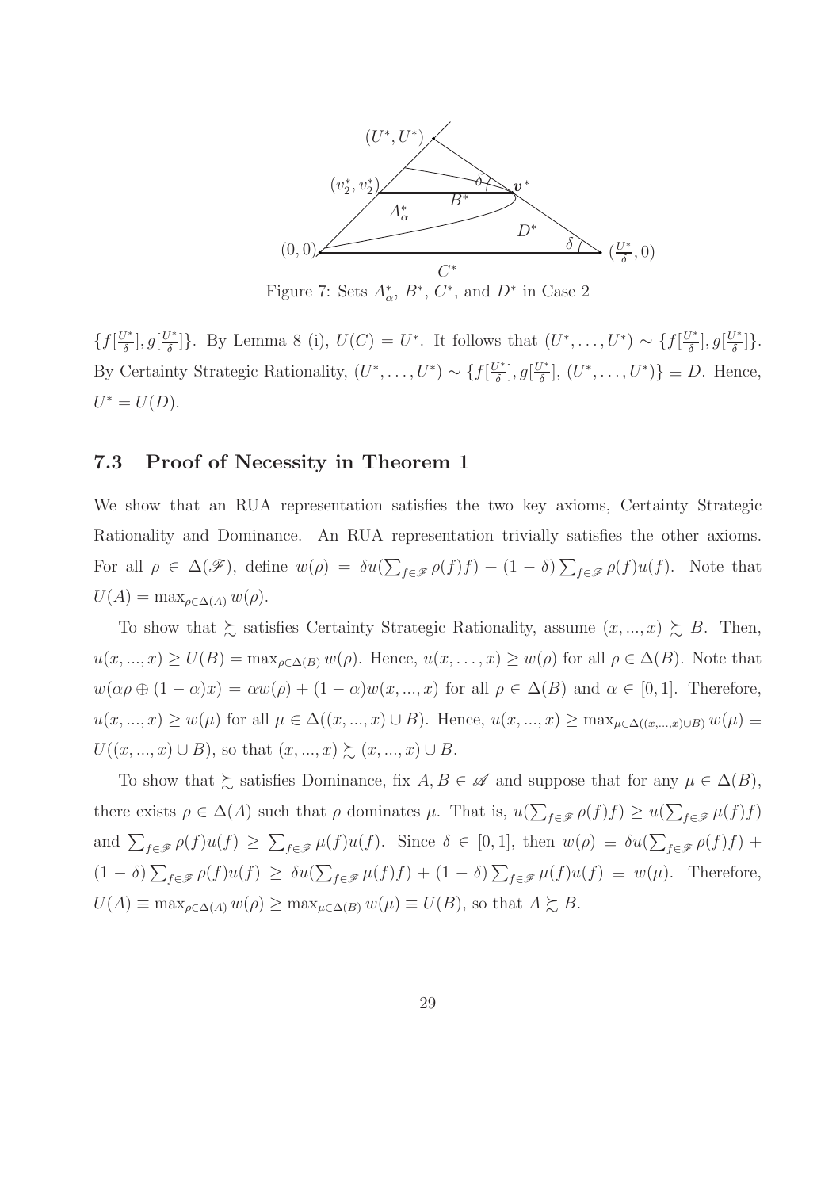Figure 7: Sets $A^*_\alpha$, $B^*$, $C^*$, and $D^*$ in Case 2

$\{f[\frac{U^*}{\delta}], g[\frac{U^*}{\delta}]\}$. By Lemma 8 (i), $U(C) = U^*$. It follows that $(U^*, \ldots, U^*) \sim \{f[\frac{U^*}{\delta}], g[\frac{U^*}{\delta}]\}$. By Certainty Strategic Rationality, $(U^*, \ldots, U^*) \sim \{f[\frac{U^*}{\delta}], g[\frac{U^*}{\delta}], (U^*, \ldots, U^*)\} \equiv D$. Hence, $U^* = U(D)$.

## 7.3 Proof of Necessity in Theorem 1

We show that an RUA representation satisfies the two key axioms, Certainty Strategic Rationality and Dominance. An RUA representation trivially satisfies the other axioms. For all $\rho \in \Delta(\mathscr{F})$, define $w(\rho) = \delta u(\sum_{f \in \mathscr{F}} \rho(f) f) + (1-\delta) \sum_{f \in \mathscr{F}} \rho(f) u(f)$. Note that $U(A) = \max_{\rho \in \Delta(A)} w(\rho)$.

To show that $\succsim$ satisfies Certainty Strategic Rationality, assume $(x, ..., x) \succsim B$. Then, $u(x, ..., x) \geq U(B) = \max_{\rho \in \Delta(B)} w(\rho)$. Hence, $u(x, \ldots, x) \geq w(\rho)$ for all $\rho \in \Delta(B)$. Note that $w(\alpha\rho \oplus (1-\alpha)x) = \alpha w(\rho) + (1-\alpha) w(x, ..., x)$ for all $\rho \in \Delta(B)$ and $\alpha \in [0, 1]$. Therefore, $u(x, ..., x) \geq w(\mu)$ for all $\mu \in \Delta((x, ..., x) \cup B)$. Hence, $u(x, ..., x) \geq \max_{\mu \in \Delta((x,...,x) \cup B)} w(\mu) \equiv U((x, ..., x) \cup B)$, so that $(x, ..., x) \succsim (x, ..., x) \cup B$.

To show that $\succsim$ satisfies Dominance, fix $A, B \in \mathscr{A}$ and suppose that for any $\mu \in \Delta(B)$, there exists $\rho \in \Delta(A)$ such that $\rho$ dominates $\mu$. That is, $u(\sum_{f \in \mathscr{F}} \rho(f) f) \geq u(\sum_{f \in \mathscr{F}} \mu(f) f)$ and $\sum_{f \in \mathscr{F}} \rho(f) u(f) \geq \sum_{f \in \mathscr{F}} \mu(f) u(f)$. Since $\delta \in [0, 1]$, then $w(\rho) \equiv \delta u(\sum_{f \in \mathscr{F}} \rho(f) f) + (1-\delta) \sum_{f \in \mathscr{F}} \rho(f) u(f) \geq \delta u(\sum_{f \in \mathscr{F}} \mu(f) f) + (1-\delta) \sum_{f \in \mathscr{F}} \mu(f) u(f) \equiv w(\mu)$. Therefore, $U(A) \equiv \max_{\rho \in \Delta(A)} w(\rho) \geq \max_{\mu \in \Delta(B)} w(\mu) \equiv U(B)$, so that $A \succsim B$.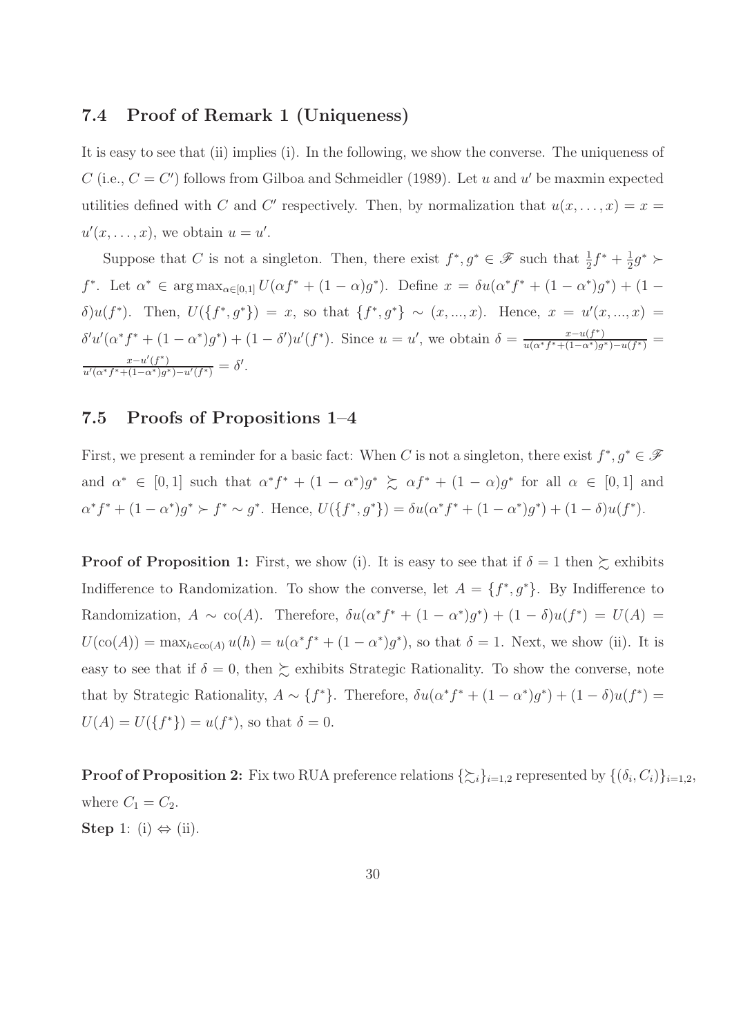### 7.4 Proof of Remark 1 (Uniqueness)

It is easy to see that (ii) implies (i). In the following, we show the converse. The uniqueness of $C$ (i.e., $C = C'$) follows from Gilboa and Schmeidler (1989). Let $u$ and $u'$ be maxmin expected utilities defined with $C$ and $C'$ respectively. Then, by normalization that $u(x, \dots, x) = x = u'(x, \dots, x)$, we obtain $u = u'$.

Suppose that $C$ is not a singleton. Then, there exist $f^*, g^* \in \mathscr{F}$ such that $\frac{1}{2}f^* + \frac{1}{2}g^* \succ f^*$. Let $\alpha^* \in \arg\max_{\alpha \in [0,1]} U(\alpha f^* + (1-\alpha)g^*)$. Define $x = \delta u(\alpha^* f^* + (1-\alpha^*)g^*) + (1-\delta)u(f^*)$. Then, $U(\{f^*, g^*\}) = x$, so that $\{f^*, g^*\} \sim (x, ..., x)$. Hence, $x = u'(x, ..., x) = \delta' u'(\alpha^* f^* + (1-\alpha^*)g^*) + (1-\delta')u'(f^*)$. Since $u = u'$, we obtain $\delta = \frac{x - u(f^*)}{u(\alpha^* f^* + (1-\alpha^*)g^*) - u(f^*)} = \frac{x - u'(f^*)}{u'(\alpha^* f^* + (1-\alpha^*)g^*) - u'(f^*)} = \delta'$.

### 7.5 Proofs of Propositions 1–4

First, we present a reminder for a basic fact: When $C$ is not a singleton, there exist $f^*, g^* \in \mathscr{F}$ and $\alpha^* \in [0,1]$ such that $\alpha^* f^* + (1-\alpha^*)g^* \succsim \alpha f^* + (1-\alpha)g^*$ for all $\alpha \in [0,1]$ and $\alpha^* f^* + (1-\alpha^*)g^* \succ f^* \sim g^*$. Hence, $U(\{f^*, g^*\}) = \delta u(\alpha^* f^* + (1-\alpha^*)g^*) + (1-\delta)u(f^*)$.

**Proof of Proposition 1:** First, we show (i). It is easy to see that if $\delta = 1$ then $\succsim$ exhibits Indifference to Randomization. To show the converse, let $A = \{f^*, g^*\}$. By Indifference to Randomization, $A \sim \text{co}(A)$. Therefore, $\delta u(\alpha^* f^* + (1-\alpha^*)g^*) + (1-\delta)u(f^*) = U(A) = U(\text{co}(A)) = \max_{h \in \text{co}(A)} u(h) = u(\alpha^* f^* + (1-\alpha^*)g^*)$, so that $\delta = 1$. Next, we show (ii). It is easy to see that if $\delta = 0$, then $\succsim$ exhibits Strategic Rationality. To show the converse, note that by Strategic Rationality, $A \sim \{f^*\}$. Therefore, $\delta u(\alpha^* f^* + (1-\alpha^*)g^*) + (1-\delta)u(f^*) = U(A) = U(\{f^*\}) = u(f^*)$, so that $\delta = 0$.

**Proof of Proposition 2:** Fix two RUA preference relations $\{\succsim_i\}_{i=1,2}$ represented by $\{(\delta_i, C_i)\}_{i=1,2}$, where $C_1 = C_2$.
**Step** 1: (i) $\Leftrightarrow$ (ii).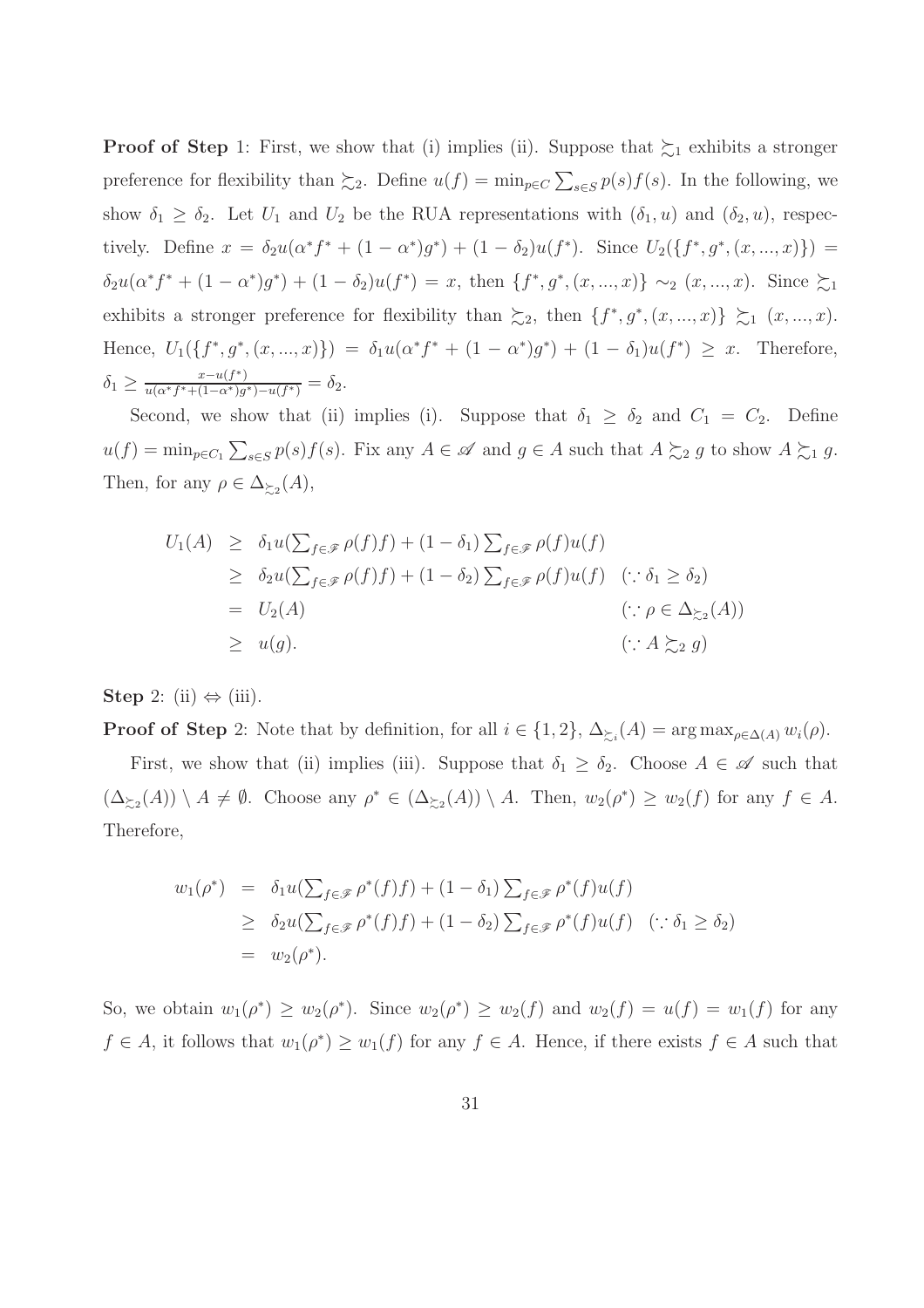**Proof of Step** 1: First, we show that (i) implies (ii). Suppose that $\succsim_1$ exhibits a stronger preference for flexibility than $\succsim_2$. Define $u(f) = \min_{p \in C} \sum_{s \in S} p(s) f(s)$. In the following, we show $\delta_1 \geq \delta_2$. Let $U_1$ and $U_2$ be the RUA representations with $(\delta_1, u)$ and $(\delta_2, u)$, respectively. Define $x = \delta_2 u(\alpha^* f^* + (1-\alpha^*) g^*) + (1-\delta_2) u(f^*)$. Since $U_2(\{f^*, g^*, (x, ..., x)\}) = \delta_2 u(\alpha^* f^* + (1-\alpha^*) g^*) + (1-\delta_2) u(f^*) = x$, then $\{f^*, g^*, (x, ..., x)\} \sim_2 (x, ..., x)$. Since $\succsim_1$ exhibits a stronger preference for flexibility than $\succsim_2$, then $\{f^*, g^*, (x, ..., x)\} \succsim_1 (x, ..., x)$. Hence, $U_1(\{f^*, g^*, (x, ..., x)\}) = \delta_1 u(\alpha^* f^* + (1-\alpha^*) g^*) + (1-\delta_1) u(f^*) \geq x$. Therefore, $\delta_1 \geq \frac{x - u(f^*)}{u(\alpha^* f^* + (1-\alpha^*) g^*) - u(f^*)} = \delta_2$.

Second, we show that (ii) implies (i). Suppose that $\delta_1 \geq \delta_2$ and $C_1 = C_2$. Define $u(f) = \min_{p \in C_1} \sum_{s \in S} p(s) f(s)$. Fix any $A \in \mathscr{A}$ and $g \in A$ such that $A \succsim_2 g$ to show $A \succsim_1 g$. Then, for any $\rho \in \Delta_{\succsim_2}(A)$,

$$
\begin{aligned}
U_1(A) &\geq \delta_1 u(\textstyle\sum_{f \in \mathscr{F}} \rho(f) f) + (1-\delta_1) \sum_{f \in \mathscr{F}} \rho(f) u(f) \\
&\geq \delta_2 u(\textstyle\sum_{f \in \mathscr{F}} \rho(f) f) + (1-\delta_2) \sum_{f \in \mathscr{F}} \rho(f) u(f) \quad (\because \delta_1 \geq \delta_2) \\
&= U_2(A) \quad (\because \rho \in \Delta_{\succsim_2}(A)) \\
&\geq u(g). \quad (\because A \succsim_2 g)
\end{aligned}
$$

**Step** 2: (ii) $\Leftrightarrow$ (iii).

**Proof of Step** 2: Note that by definition, for all $i \in \{1, 2\}$, $\Delta_{\succsim_i}(A) = \arg\max_{\rho \in \Delta(A)} w_i(\rho)$.

First, we show that (ii) implies (iii). Suppose that $\delta_1 \geq \delta_2$. Choose $A \in \mathscr{A}$ such that $(\Delta_{\succsim_2}(A)) \setminus A \neq \emptyset$. Choose any $\rho^* \in (\Delta_{\succsim_2}(A)) \setminus A$. Then, $w_2(\rho^*) \geq w_2(f)$ for any $f \in A$. Therefore,

$$
\begin{aligned}
w_1(\rho^*) &= \delta_1 u(\textstyle\sum_{f \in \mathscr{F}} \rho^*(f) f) + (1-\delta_1) \sum_{f \in \mathscr{F}} \rho^*(f) u(f) \\
&\geq \delta_2 u(\textstyle\sum_{f \in \mathscr{F}} \rho^*(f) f) + (1-\delta_2) \sum_{f \in \mathscr{F}} \rho^*(f) u(f) \quad (\because \delta_1 \geq \delta_2) \\
&= w_2(\rho^*).
\end{aligned}
$$

So, we obtain $w_1(\rho^*) \geq w_2(\rho^*)$. Since $w_2(\rho^*) \geq w_2(f)$ and $w_2(f) = u(f) = w_1(f)$ for any $f \in A$, it follows that $w_1(\rho^*) \geq w_1(f)$ for any $f \in A$. Hence, if there exists $f \in A$ such that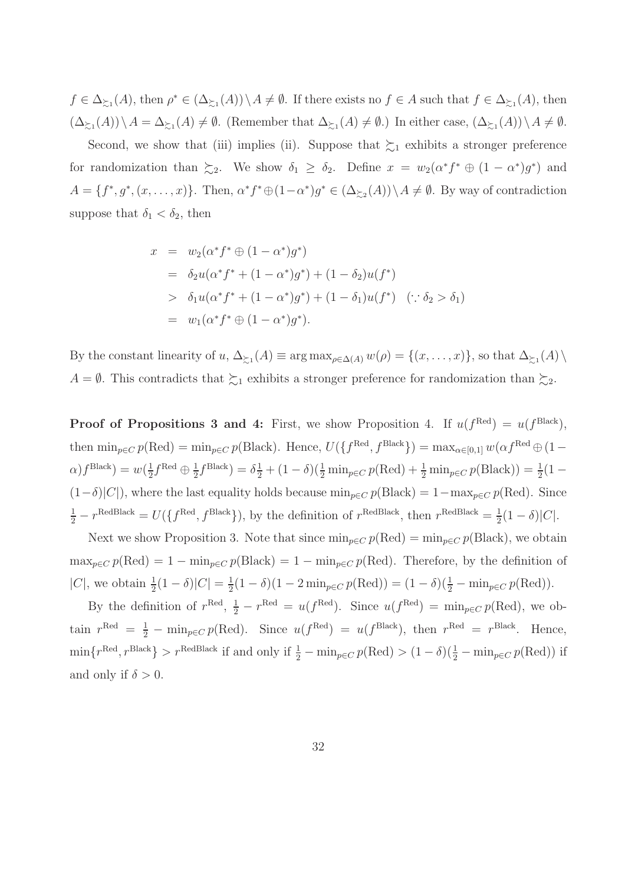$f \in \Delta_{\succsim_1}(A)$, then $\rho^* \in (\Delta_{\succsim_1}(A)) \setminus A \neq \emptyset$. If there exists no $f \in A$ such that $f \in \Delta_{\succsim_1}(A)$, then $(\Delta_{\succsim_1}(A)) \setminus A = \Delta_{\succsim_1}(A) \neq \emptyset$. (Remember that $\Delta_{\succsim_1}(A) \neq \emptyset$.) In either case, $(\Delta_{\succsim_1}(A)) \setminus A \neq \emptyset$.

Second, we show that (iii) implies (ii). Suppose that $\succsim_1$ exhibits a stronger preference for randomization than $\succsim_2$. We show $\delta_1 \geq \delta_2$. Define $x = w_2(\alpha^* f^* \oplus (1-\alpha^*)g^*)$ and $A = \{f^*, g^*, (x, \ldots, x)\}$. Then, $\alpha^* f^* \oplus (1-\alpha^*)g^* \in (\Delta_{\succsim_2}(A)) \setminus A \neq \emptyset$. By way of contradiction suppose that $\delta_1 < \delta_2$, then

$$
\begin{aligned}
x &= w_2(\alpha^* f^* \oplus (1-\alpha^*)g^*) \\
&= \delta_2 u(\alpha^* f^* + (1-\alpha^*)g^*) + (1-\delta_2) u(f^*) \\
&> \delta_1 u(\alpha^* f^* + (1-\alpha^*)g^*) + (1-\delta_1) u(f^*) \quad (\because \delta_2 > \delta_1) \\
&= w_1(\alpha^* f^* \oplus (1-\alpha^*)g^*).
\end{aligned}
$$

By the constant linearity of $u$, $\Delta_{\succsim_1}(A) \equiv \arg\max_{\rho \in \Delta(A)} w(\rho) = \{(x, \ldots, x)\}$, so that $\Delta_{\succsim_1}(A) \setminus A = \emptyset$. This contradicts that $\succsim_1$ exhibits a stronger preference for randomization than $\succsim_2$.

**Proof of Propositions 3 and 4:** First, we show Proposition 4. If $u(f^{\text{Red}}) = u(f^{\text{Black}})$, then $\min_{p \in C} p(\text{Red}) = \min_{p \in C} p(\text{Black})$. Hence, $U(\{f^{\text{Red}}, f^{\text{Black}}\}) = \max_{\alpha \in [0,1]} w(\alpha f^{\text{Red}} \oplus (1-\alpha) f^{\text{Black}}) = w(\frac{1}{2} f^{\text{Red}} \oplus \frac{1}{2} f^{\text{Black}}) = \delta \frac{1}{2} + (1-\delta)(\frac{1}{2} \min_{p \in C} p(\text{Red}) + \frac{1}{2} \min_{p \in C} p(\text{Black})) = \frac{1}{2}(1 - (1-\delta)|C|)$, where the last equality holds because $\min_{p \in C} p(\text{Black}) = 1 - \max_{p \in C} p(\text{Red})$. Since $\frac{1}{2} - r^{\text{RedBlack}} = U(\{f^{\text{Red}}, f^{\text{Black}}\})$, by the definition of $r^{\text{RedBlack}}$, then $r^{\text{RedBlack}} = \frac{1}{2}(1-\delta)|C|$.

Next we show Proposition 3. Note that since $\min_{p \in C} p(\text{Red}) = \min_{p \in C} p(\text{Black})$, we obtain $\max_{p \in C} p(\text{Red}) = 1 - \min_{p \in C} p(\text{Black}) = 1 - \min_{p \in C} p(\text{Red})$. Therefore, by the definition of $|C|$, we obtain $\frac{1}{2}(1-\delta)|C| = \frac{1}{2}(1-\delta)(1 - 2\min_{p \in C} p(\text{Red})) = (1-\delta)(\frac{1}{2} - \min_{p \in C} p(\text{Red}))$.

By the definition of $r^{\text{Red}}$, $\frac{1}{2} - r^{\text{Red}} = u(f^{\text{Red}})$. Since $u(f^{\text{Red}}) = \min_{p \in C} p(\text{Red})$, we obtain $r^{\text{Red}} = \frac{1}{2} - \min_{p \in C} p(\text{Red})$. Since $u(f^{\text{Red}}) = u(f^{\text{Black}})$, then $r^{\text{Red}} = r^{\text{Black}}$. Hence, $\min\{r^{\text{Red}}, r^{\text{Black}}\} > r^{\text{RedBlack}}$ if and only if $\frac{1}{2} - \min_{p \in C} p(\text{Red}) > (1-\delta)(\frac{1}{2} - \min_{p \in C} p(\text{Red}))$ if and only if $\delta > 0$.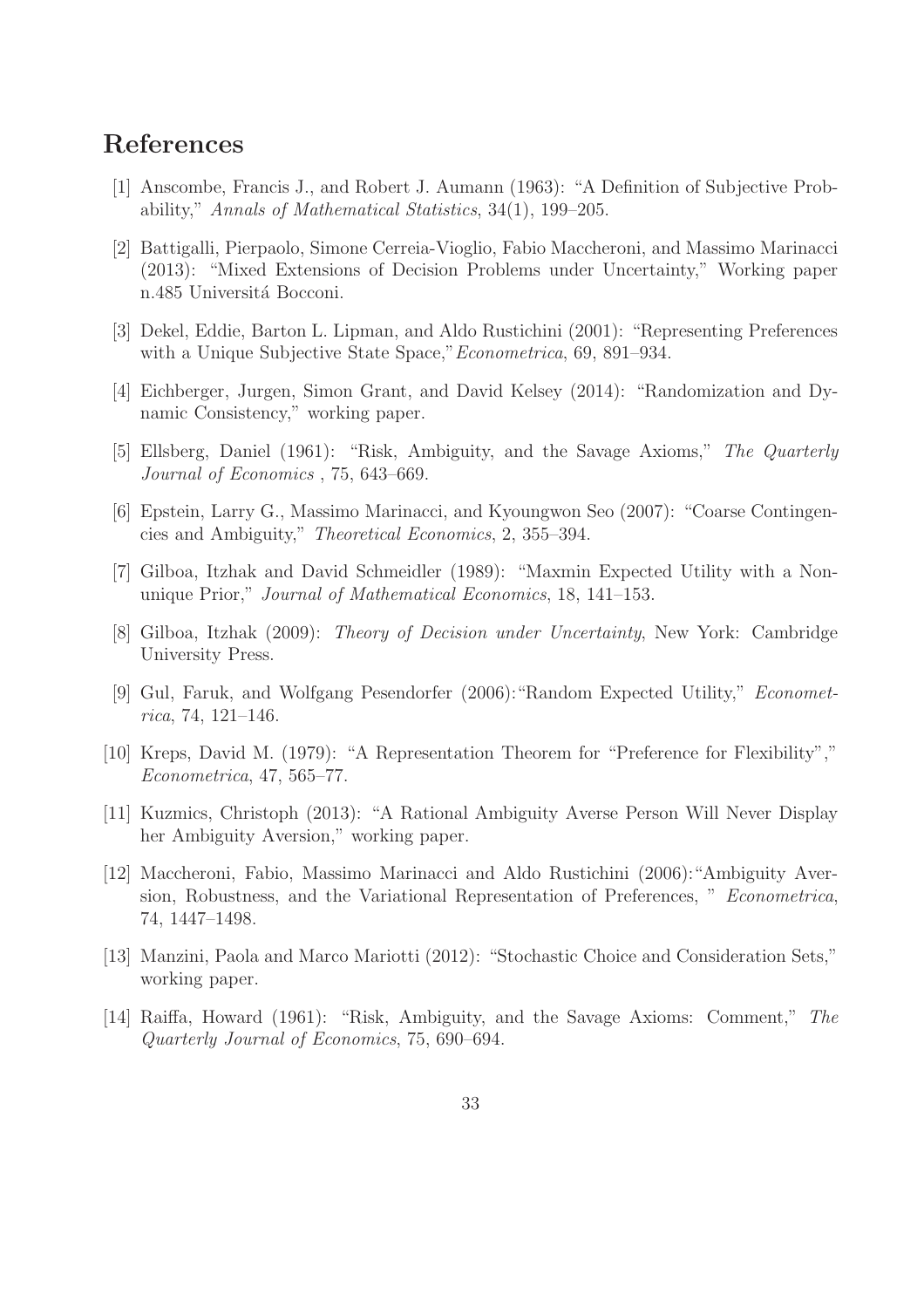# References

[1] Anscombe, Francis J., and Robert J. Aumann (1963): "A Definition of Subjective Probability," *Annals of Mathematical Statistics*, 34(1), 199–205.

[2] Battigalli, Pierpaolo, Simone Cerreia-Vioglio, Fabio Maccheroni, and Massimo Marinacci (2013): "Mixed Extensions of Decision Problems under Uncertainty," Working paper n.485 Universitá Bocconi.

[3] Dekel, Eddie, Barton L. Lipman, and Aldo Rustichini (2001): "Representing Preferences with a Unique Subjective State Space,"*Econometrica*, 69, 891–934.

[4] Eichberger, Jurgen, Simon Grant, and David Kelsey (2014): "Randomization and Dynamic Consistency," working paper.

[5] Ellsberg, Daniel (1961): "Risk, Ambiguity, and the Savage Axioms," *The Quarterly Journal of Economics* , 75, 643–669.

[6] Epstein, Larry G., Massimo Marinacci, and Kyoungwon Seo (2007): "Coarse Contingencies and Ambiguity," *Theoretical Economics*, 2, 355–394.

[7] Gilboa, Itzhak and David Schmeidler (1989): "Maxmin Expected Utility with a Non-unique Prior," *Journal of Mathematical Economics*, 18, 141–153.

[8] Gilboa, Itzhak (2009): *Theory of Decision under Uncertainty*, New York: Cambridge University Press.

[9] Gul, Faruk, and Wolfgang Pesendorfer (2006):"Random Expected Utility," *Econometrica*, 74, 121–146.

[10] Kreps, David M. (1979): "A Representation Theorem for "Preference for Flexibility"," *Econometrica*, 47, 565–77.

[11] Kuzmics, Christoph (2013): "A Rational Ambiguity Averse Person Will Never Display her Ambiguity Aversion," working paper.

[12] Maccheroni, Fabio, Massimo Marinacci and Aldo Rustichini (2006):"Ambiguity Aversion, Robustness, and the Variational Representation of Preferences, " *Econometrica*, 74, 1447–1498.

[13] Manzini, Paola and Marco Mariotti (2012): "Stochastic Choice and Consideration Sets," working paper.

[14] Raiffa, Howard (1961): "Risk, Ambiguity, and the Savage Axioms: Comment," *The Quarterly Journal of Economics*, 75, 690–694.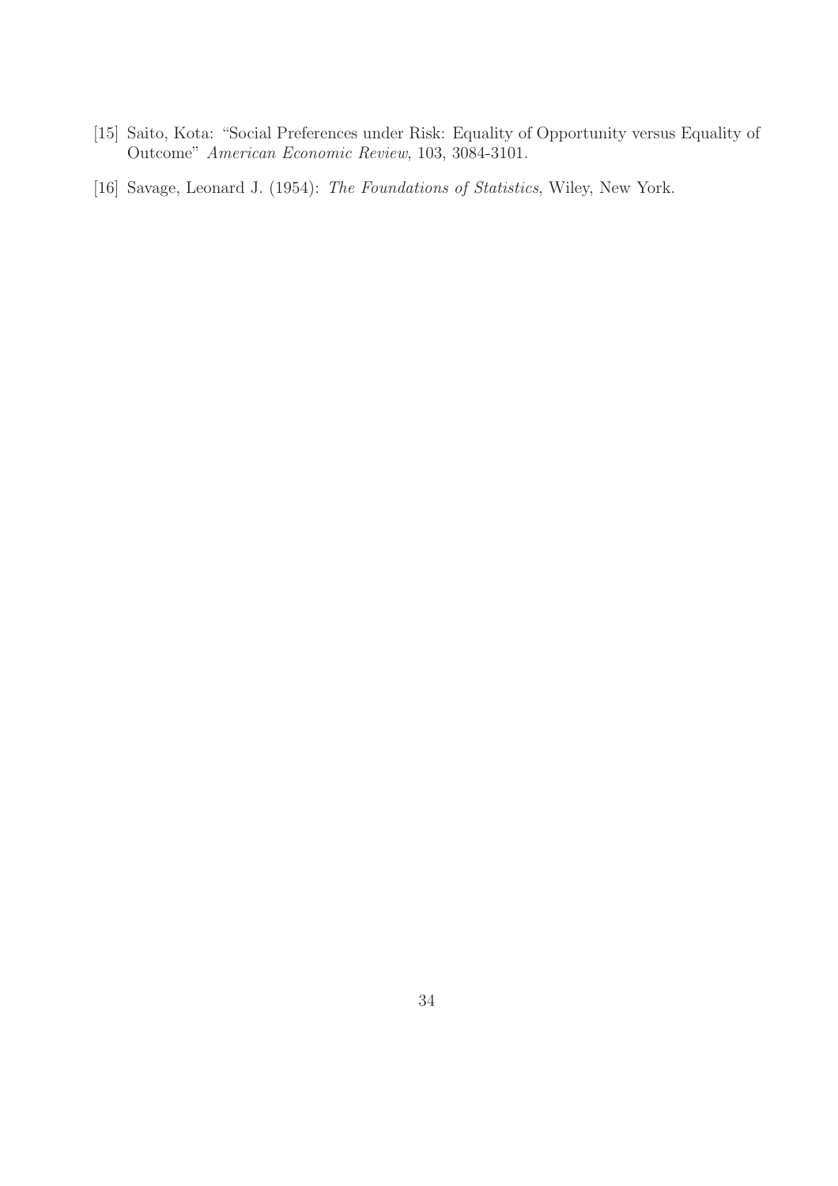[15] Saito, Kota: "Social Preferences under Risk: Equality of Opportunity versus Equality of Outcome" *American Economic Review*, 103, 3084-3101.

[16] Savage, Leonard J. (1954): *The Foundations of Statistics*, Wiley, New York.